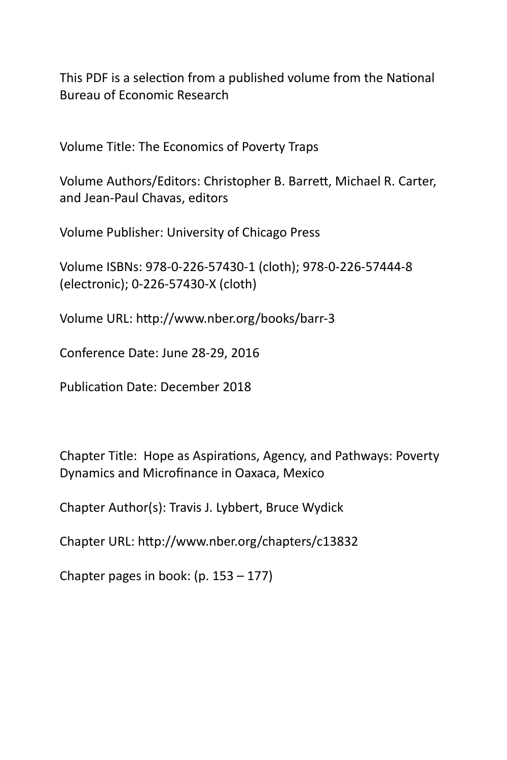This PDF is a selection from a published volume from the National Bureau of Economic Research

Volume Title: The Economics of Poverty Traps

Volume Authors/Editors: Christopher B. Barrett, Michael R. Carter, and Jean-Paul Chavas, editors

Volume Publisher: University of Chicago Press

Volume ISBNs: 978-0-226-57430-1 (cloth); 978-0-226-57444-8 (electronic); 0-226-57430-X (cloth)

Volume URL: http://www.nber.org/books/barr-3

Conference Date: June 28-29, 2016

Publication Date: December 2018

Chapter Title: Hope as Aspirations, Agency, and Pathways: Poverty Dynamics and Microfinance in Oaxaca, Mexico

Chapter Author(s): Travis J. Lybbert, Bruce Wydick

Chapter URL: http://www.nber.org/chapters/c13832

Chapter pages in book: (p. 153 – 177)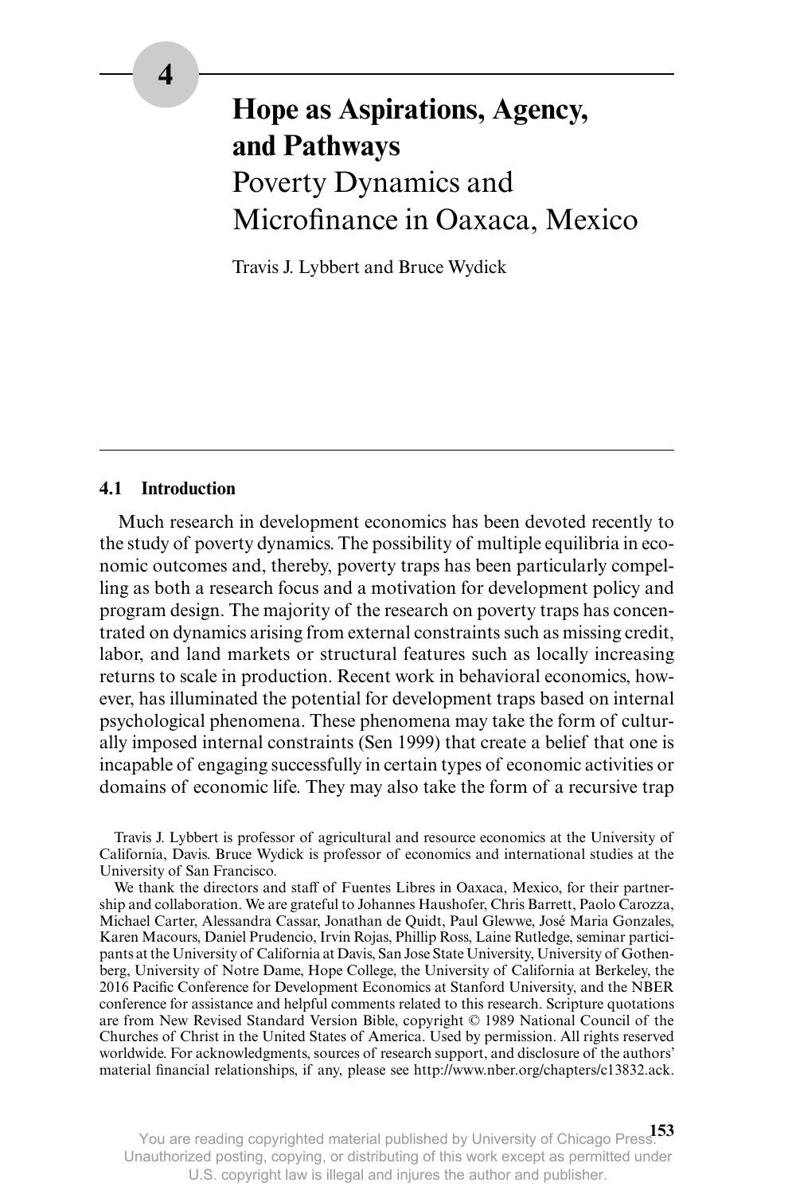# 4 Hope as Aspirations, Agency, and Pathways

## Poverty Dynamics and Microfinance in Oaxaca, Mexico

Travis J. Lybbert and Bruce Wydick

### 4.1 Introduction

Much research in development economics has been devoted recently to the study of poverty dynamics. The possibility of multiple equilibria in economic outcomes and, thereby, poverty traps has been particularly compelling as both a research focus and a motivation for development policy and program design. The majority of the research on poverty traps has concentrated on dynamics arising from external constraints such as missing credit, labor, and land markets or structural features such as locally increasing returns to scale in production. Recent work in behavioral economics, however, has illuminated the potential for development traps based on internal psychological phenomena. These phenomena may take the form of culturally imposed internal constraints (Sen 1999) that create a belief that one is incapable of engaging successfully in certain types of economic activities or domains of economic life. They may also take the form of a recursive trap

Travis J. Lybbert is professor of agricultural and resource economics at the University of California, Davis. Bruce Wydick is professor of economics and international studies at the University of San Francisco.

We thank the directors and staff of Fuentes Libres in Oaxaca, Mexico, for their partnership and collaboration. We are grateful to Johannes Haushofer, Chris Barrett, Paolo Carozza, Michael Carter, Alessandra Cassar, Jonathan de Quidt, Paul Glewwe, José Maria Gonzales, Karen Macours, Daniel Prudencio, Irvin Rojas, Phillip Ross, Laine Rutledge, seminar participants at the University of California at Davis, San Jose State University, University of Gothenberg, University of Notre Dame, Hope College, the University of California at Berkeley, the 2016 Pacific Conference for Development Economics at Stanford University, and the NBER conference for assistance and helpful comments related to this research. Scripture quotations are from New Revised Standard Version Bible, copyright © 1989 National Council of the Churches of Christ in the United States of America. Used by permission. All rights reserved worldwide. For acknowledgments, sources of research support, and disclosure of the authors' material financial relationships, if any, please see http://www.nber.org/chapters/c13832.ack.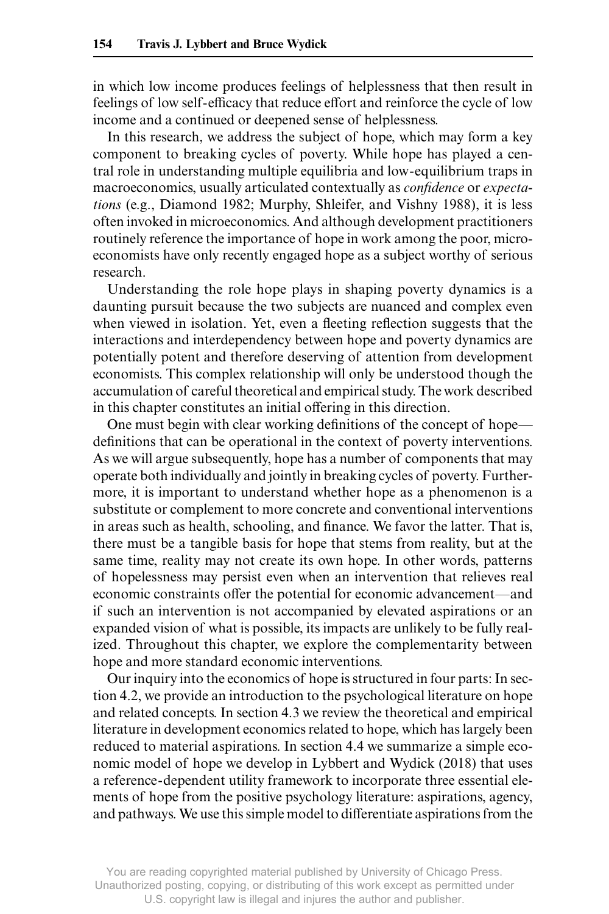in which low income produces feelings of helplessness that then result in feelings of low self-efficacy that reduce effort and reinforce the cycle of low income and a continued or deepened sense of helplessness.

In this research, we address the subject of hope, which may form a key component to breaking cycles of poverty. While hope has played a central role in understanding multiple equilibria and low-equilibrium traps in macroeconomics, usually articulated contextually as *confidence* or *expectations* (e.g., Diamond 1982; Murphy, Shleifer, and Vishny 1988), it is less often invoked in microeconomics. And although development practitioners routinely reference the importance of hope in work among the poor, microeconomists have only recently engaged hope as a subject worthy of serious research.

Understanding the role hope plays in shaping poverty dynamics is a daunting pursuit because the two subjects are nuanced and complex even when viewed in isolation. Yet, even a fleeting reflection suggests that the interactions and interdependency between hope and poverty dynamics are potentially potent and therefore deserving of attention from development economists. This complex relationship will only be understood though the accumulation of careful theoretical and empirical study. The work described in this chapter constitutes an initial offering in this direction.

One must begin with clear working definitions of the concept of hope—definitions that can be operational in the context of poverty interventions. As we will argue subsequently, hope has a number of components that may operate both individually and jointly in breaking cycles of poverty. Furthermore, it is important to understand whether hope as a phenomenon is a substitute or complement to more concrete and conventional interventions in areas such as health, schooling, and finance. We favor the latter. That is, there must be a tangible basis for hope that stems from reality, but at the same time, reality may not create its own hope. In other words, patterns of hopelessness may persist even when an intervention that relieves real economic constraints offer the potential for economic advancement—and if such an intervention is not accompanied by elevated aspirations or an expanded vision of what is possible, its impacts are unlikely to be fully realized. Throughout this chapter, we explore the complementarity between hope and more standard economic interventions.

Our inquiry into the economics of hope is structured in four parts: In section 4.2, we provide an introduction to the psychological literature on hope and related concepts. In section 4.3 we review the theoretical and empirical literature in development economics related to hope, which has largely been reduced to material aspirations. In section 4.4 we summarize a simple economic model of hope we develop in Lybbert and Wydick (2018) that uses a reference-dependent utility framework to incorporate three essential elements of hope from the positive psychology literature: aspirations, agency, and pathways. We use this simple model to differentiate aspirations from the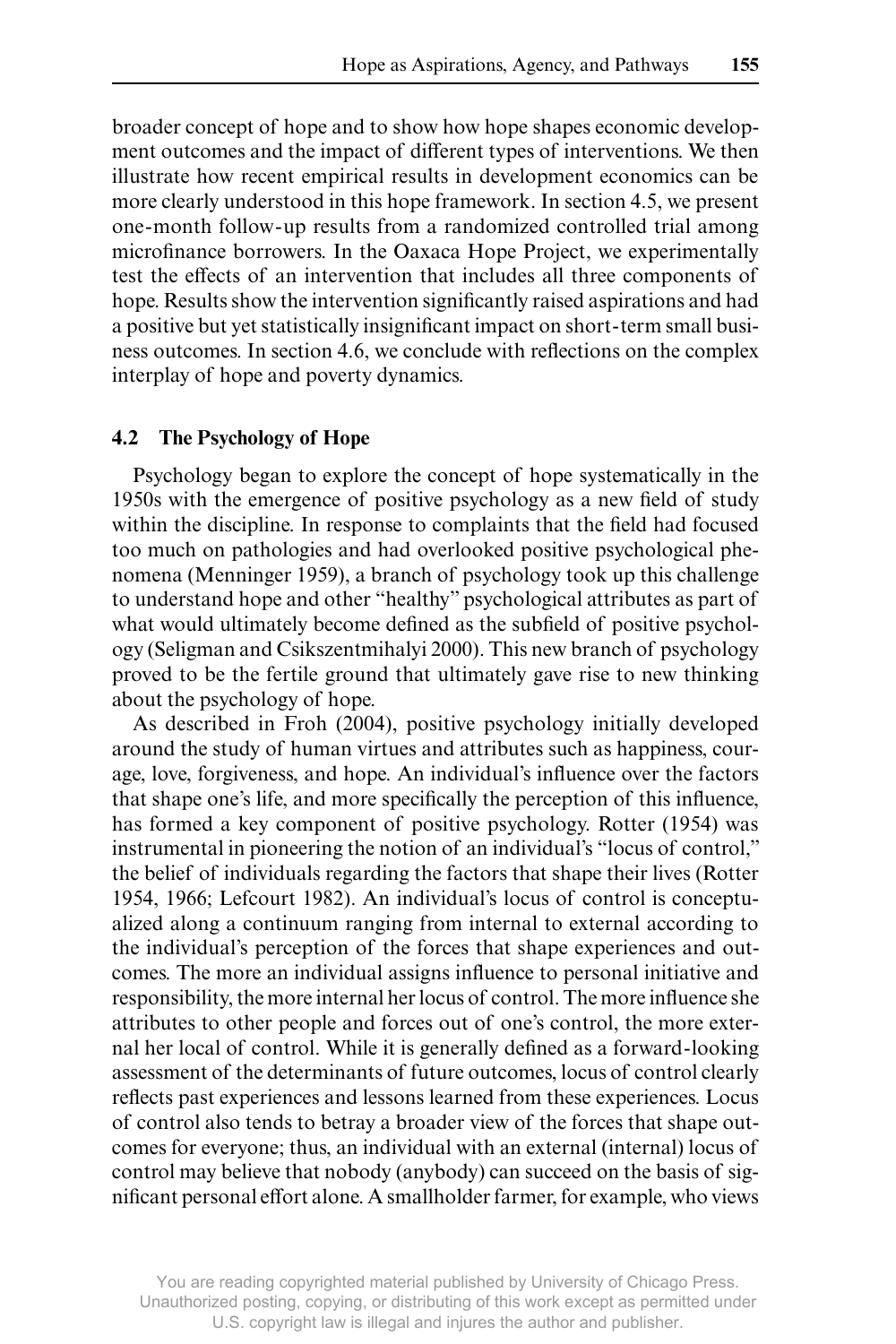broader concept of hope and to show how hope shapes economic development outcomes and the impact of different types of interventions. We then illustrate how recent empirical results in development economics can be more clearly understood in this hope framework. In section 4.5, we present one-month follow-up results from a randomized controlled trial among microfinance borrowers. In the Oaxaca Hope Project, we experimentally test the effects of an intervention that includes all three components of hope. Results show the intervention significantly raised aspirations and had a positive but yet statistically insignificant impact on short-term small business outcomes. In section 4.6, we conclude with reflections on the complex interplay of hope and poverty dynamics.

## 4.2 The Psychology of Hope

Psychology began to explore the concept of hope systematically in the 1950s with the emergence of positive psychology as a new field of study within the discipline. In response to complaints that the field had focused too much on pathologies and had overlooked positive psychological phenomena (Menninger 1959), a branch of psychology took up this challenge to understand hope and other "healthy" psychological attributes as part of what would ultimately become defined as the subfield of positive psychology (Seligman and Csikszentmihalyi 2000). This new branch of psychology proved to be the fertile ground that ultimately gave rise to new thinking about the psychology of hope.

As described in Froh (2004), positive psychology initially developed around the study of human virtues and attributes such as happiness, courage, love, forgiveness, and hope. An individual's influence over the factors that shape one's life, and more specifically the perception of this influence, has formed a key component of positive psychology. Rotter (1954) was instrumental in pioneering the notion of an individual's "locus of control," the belief of individuals regarding the factors that shape their lives (Rotter 1954, 1966; Lefcourt 1982). An individual's locus of control is conceptualized along a continuum ranging from internal to external according to the individual's perception of the forces that shape experiences and outcomes. The more an individual assigns influence to personal initiative and responsibility, the more internal her locus of control. The more influence she attributes to other people and forces out of one's control, the more external her local of control. While it is generally defined as a forward-looking assessment of the determinants of future outcomes, locus of control clearly reflects past experiences and lessons learned from these experiences. Locus of control also tends to betray a broader view of the forces that shape outcomes for everyone; thus, an individual with an external (internal) locus of control may believe that nobody (anybody) can succeed on the basis of significant personal effort alone. A smallholder farmer, for example, who views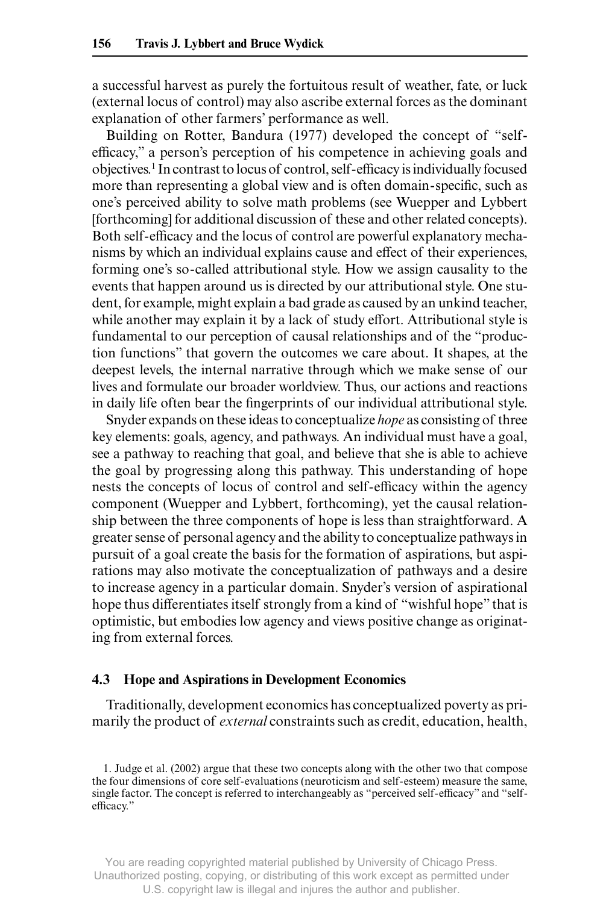a successful harvest as purely the fortuitous result of weather, fate, or luck (external locus of control) may also ascribe external forces as the dominant explanation of other farmers' performance as well.

Building on Rotter, Bandura (1977) developed the concept of "self-efficacy," a person's perception of his competence in achieving goals and objectives.[1] In contrast to locus of control, self-efficacy is individually focused more than representing a global view and is often domain-specific, such as one's perceived ability to solve math problems (see Wuepper and Lybbert [forthcoming] for additional discussion of these and other related concepts). Both self-efficacy and the locus of control are powerful explanatory mechanisms by which an individual explains cause and effect of their experiences, forming one's so-called attributional style. How we assign causality to the events that happen around us is directed by our attributional style. One student, for example, might explain a bad grade as caused by an unkind teacher, while another may explain it by a lack of study effort. Attributional style is fundamental to our perception of causal relationships and of the "production functions" that govern the outcomes we care about. It shapes, at the deepest levels, the internal narrative through which we make sense of our lives and formulate our broader worldview. Thus, our actions and reactions in daily life often bear the fingerprints of our individual attributional style.

Snyder expands on these ideas to conceptualize *hope* as consisting of three key elements: goals, agency, and pathways. An individual must have a goal, see a pathway to reaching that goal, and believe that she is able to achieve the goal by progressing along this pathway. This understanding of hope nests the concepts of locus of control and self-efficacy within the agency component (Wuepper and Lybbert, forthcoming), yet the causal relationship between the three components of hope is less than straightforward. A greater sense of personal agency and the ability to conceptualize pathways in pursuit of a goal create the basis for the formation of aspirations, but aspirations may also motivate the conceptualization of pathways and a desire to increase agency in a particular domain. Snyder's version of aspirational hope thus differentiates itself strongly from a kind of "wishful hope" that is optimistic, but embodies low agency and views positive change as originating from external forces.

### 4.3 Hope and Aspirations in Development Economics

Traditionally, development economics has conceptualized poverty as primarily the product of *external* constraints such as credit, education, health,

1. Judge et al. (2002) argue that these two concepts along with the other two that compose the four dimensions of core self-evaluations (neuroticism and self-esteem) measure the same, single factor. The concept is referred to interchangeably as "perceived self-efficacy" and "self-efficacy."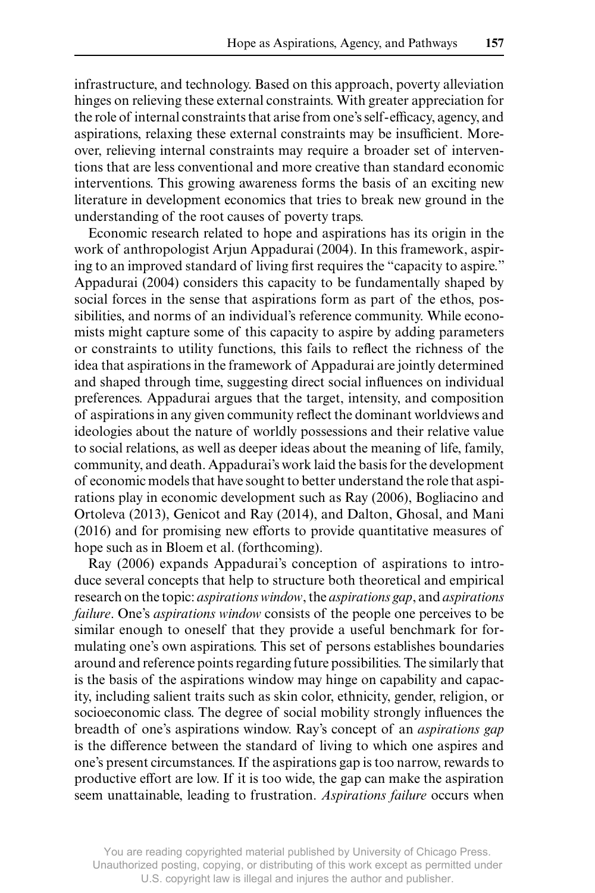infrastructure, and technology. Based on this approach, poverty alleviation hinges on relieving these external constraints. With greater appreciation for the role of internal constraints that arise from one's self-efficacy, agency, and aspirations, relaxing these external constraints may be insufficient. Moreover, relieving internal constraints may require a broader set of interventions that are less conventional and more creative than standard economic interventions. This growing awareness forms the basis of an exciting new literature in development economics that tries to break new ground in the understanding of the root causes of poverty traps.

Economic research related to hope and aspirations has its origin in the work of anthropologist Arjun Appadurai (2004). In this framework, aspiring to an improved standard of living first requires the "capacity to aspire." Appadurai (2004) considers this capacity to be fundamentally shaped by social forces in the sense that aspirations form as part of the ethos, possibilities, and norms of an individual's reference community. While economists might capture some of this capacity to aspire by adding parameters or constraints to utility functions, this fails to reflect the richness of the idea that aspirations in the framework of Appadurai are jointly determined and shaped through time, suggesting direct social influences on individual preferences. Appadurai argues that the target, intensity, and composition of aspirations in any given community reflect the dominant worldviews and ideologies about the nature of worldly possessions and their relative value to social relations, as well as deeper ideas about the meaning of life, family, community, and death. Appadurai's work laid the basis for the development of economic models that have sought to better understand the role that aspirations play in economic development such as Ray (2006), Bogliacino and Ortoleva (2013), Genicot and Ray (2014), and Dalton, Ghosal, and Mani (2016) and for promising new efforts to provide quantitative measures of hope such as in Bloem et al. (forthcoming).

Ray (2006) expands Appadurai's conception of aspirations to introduce several concepts that help to structure both theoretical and empirical research on the topic: *aspirations window*, the *aspirations gap*, and *aspirations failure*. One's *aspirations window* consists of the people one perceives to be similar enough to oneself that they provide a useful benchmark for formulating one's own aspirations. This set of persons establishes boundaries around and reference points regarding future possibilities. The similarly that is the basis of the aspirations window may hinge on capability and capacity, including salient traits such as skin color, ethnicity, gender, religion, or socioeconomic class. The degree of social mobility strongly influences the breadth of one's aspirations window. Ray's concept of an *aspirations gap* is the difference between the standard of living to which one aspires and one's present circumstances. If the aspirations gap is too narrow, rewards to productive effort are low. If it is too wide, the gap can make the aspiration seem unattainable, leading to frustration. *Aspirations failure* occurs when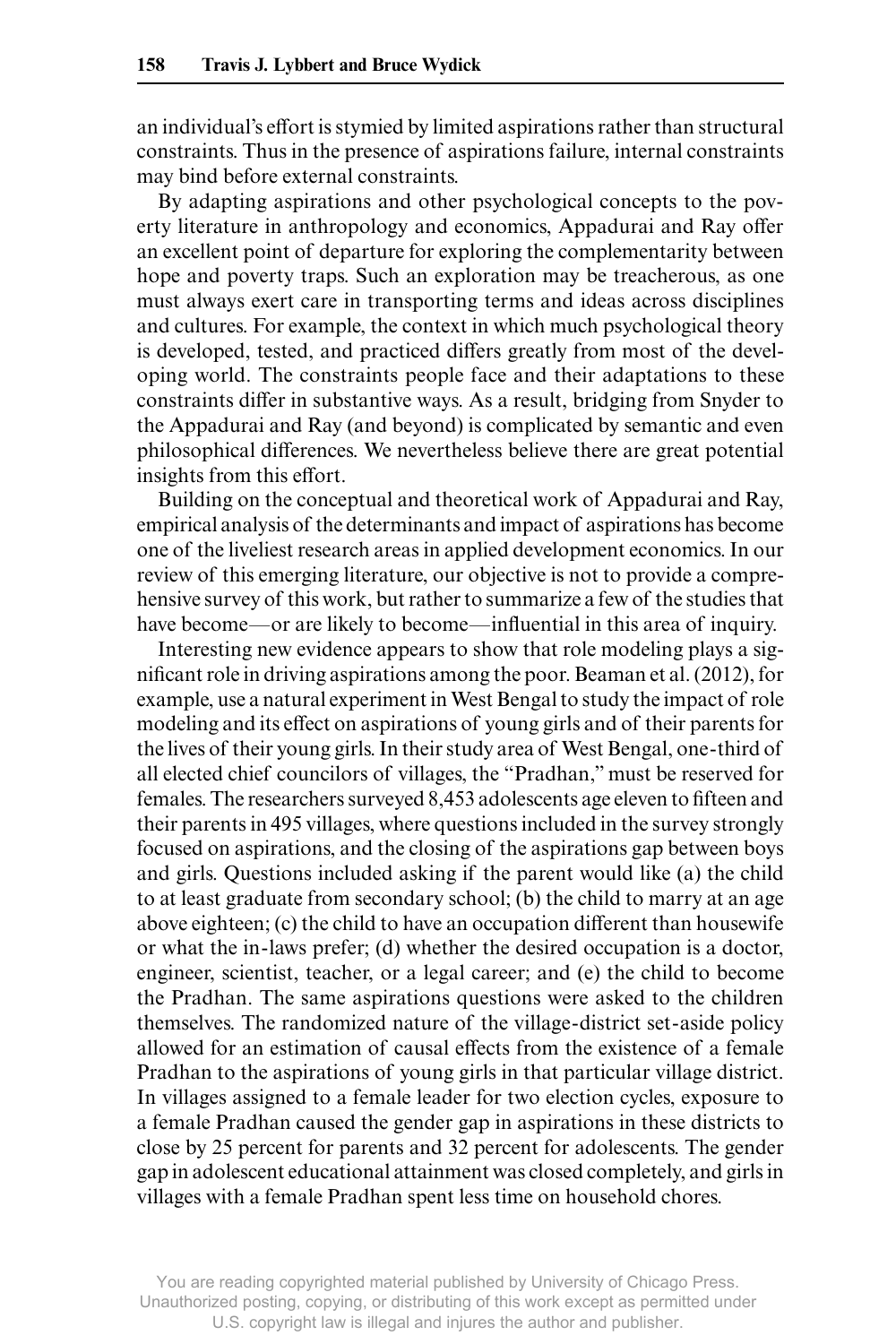an individual's effort is stymied by limited aspirations rather than structural constraints. Thus in the presence of aspirations failure, internal constraints may bind before external constraints.

By adapting aspirations and other psychological concepts to the poverty literature in anthropology and economics, Appadurai and Ray offer an excellent point of departure for exploring the complementarity between hope and poverty traps. Such an exploration may be treacherous, as one must always exert care in transporting terms and ideas across disciplines and cultures. For example, the context in which much psychological theory is developed, tested, and practiced differs greatly from most of the developing world. The constraints people face and their adaptations to these constraints differ in substantive ways. As a result, bridging from Snyder to the Appadurai and Ray (and beyond) is complicated by semantic and even philosophical differences. We nevertheless believe there are great potential insights from this effort.

Building on the conceptual and theoretical work of Appadurai and Ray, empirical analysis of the determinants and impact of aspirations has become one of the liveliest research areas in applied development economics. In our review of this emerging literature, our objective is not to provide a comprehensive survey of this work, but rather to summarize a few of the studies that have become—or are likely to become—influential in this area of inquiry.

Interesting new evidence appears to show that role modeling plays a significant role in driving aspirations among the poor. Beaman et al. (2012), for example, use a natural experiment in West Bengal to study the impact of role modeling and its effect on aspirations of young girls and of their parents for the lives of their young girls. In their study area of West Bengal, one-third of all elected chief councilors of villages, the "Pradhan," must be reserved for females. The researchers surveyed 8,453 adolescents age eleven to fifteen and their parents in 495 villages, where questions included in the survey strongly focused on aspirations, and the closing of the aspirations gap between boys and girls. Questions included asking if the parent would like (a) the child to at least graduate from secondary school; (b) the child to marry at an age above eighteen; (c) the child to have an occupation different than housewife or what the in-laws prefer; (d) whether the desired occupation is a doctor, engineer, scientist, teacher, or a legal career; and (e) the child to become the Pradhan. The same aspirations questions were asked to the children themselves. The randomized nature of the village-district set-aside policy allowed for an estimation of causal effects from the existence of a female Pradhan to the aspirations of young girls in that particular village district. In villages assigned to a female leader for two election cycles, exposure to a female Pradhan caused the gender gap in aspirations in these districts to close by 25 percent for parents and 32 percent for adolescents. The gender gap in adolescent educational attainment was closed completely, and girls in villages with a female Pradhan spent less time on household chores.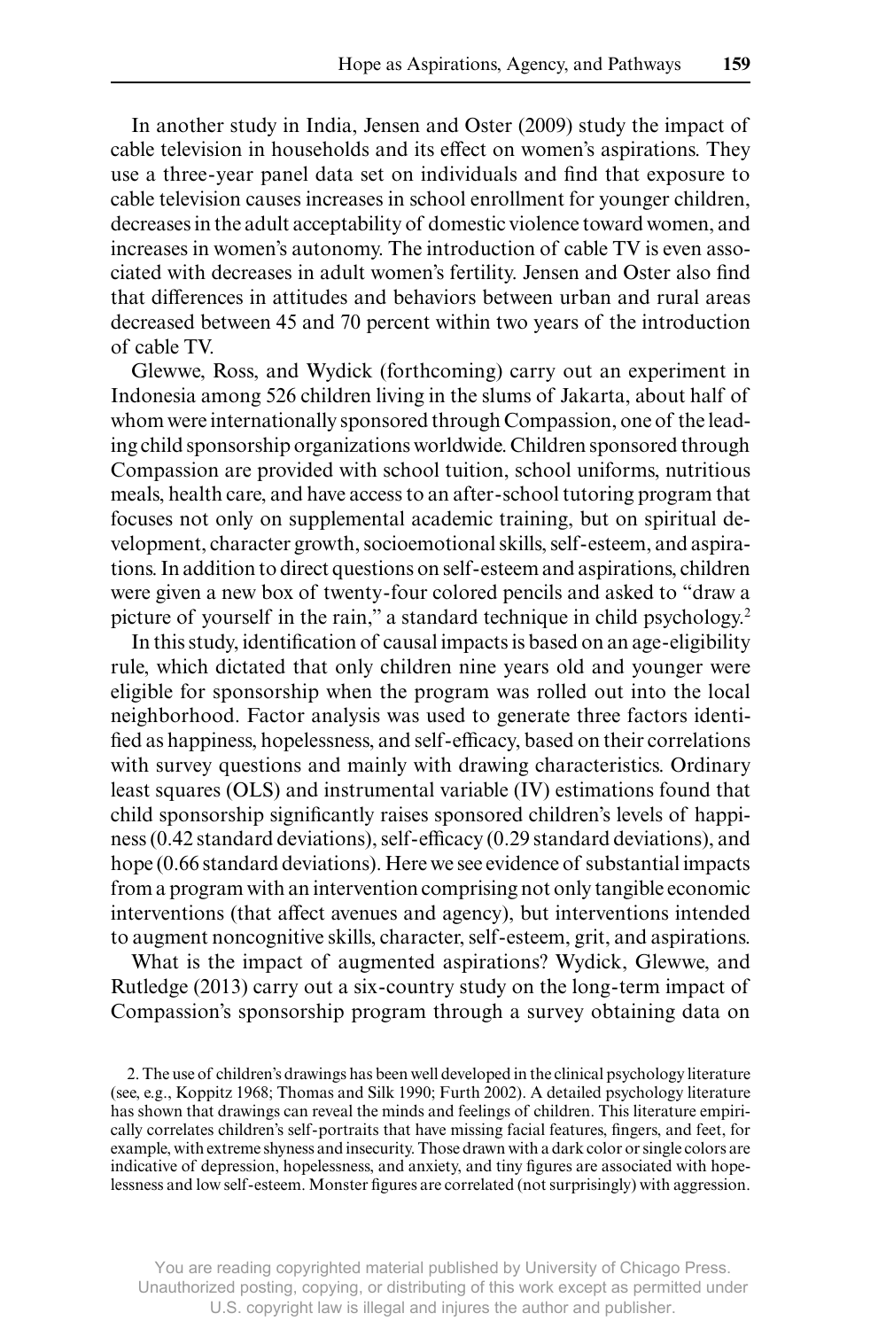In another study in India, Jensen and Oster (2009) study the impact of cable television in households and its effect on women's aspirations. They use a three-year panel data set on individuals and find that exposure to cable television causes increases in school enrollment for younger children, decreases in the adult acceptability of domestic violence toward women, and increases in women's autonomy. The introduction of cable TV is even associated with decreases in adult women's fertility. Jensen and Oster also find that differences in attitudes and behaviors between urban and rural areas decreased between 45 and 70 percent within two years of the introduction of cable TV.

Glewwe, Ross, and Wydick (forthcoming) carry out an experiment in Indonesia among 526 children living in the slums of Jakarta, about half of whom were internationally sponsored through Compassion, one of the leading child sponsorship organizations worldwide. Children sponsored through Compassion are provided with school tuition, school uniforms, nutritious meals, health care, and have access to an after-school tutoring program that focuses not only on supplemental academic training, but on spiritual development, character growth, socioemotional skills, self-esteem, and aspirations. In addition to direct questions on self-esteem and aspirations, children were given a new box of twenty-four colored pencils and asked to "draw a picture of yourself in the rain," a standard technique in child psychology.[2]

In this study, identification of causal impacts is based on an age-eligibility rule, which dictated that only children nine years old and younger were eligible for sponsorship when the program was rolled out into the local neighborhood. Factor analysis was used to generate three factors identified as happiness, hopelessness, and self-efficacy, based on their correlations with survey questions and mainly with drawing characteristics. Ordinary least squares (OLS) and instrumental variable (IV) estimations found that child sponsorship significantly raises sponsored children's levels of happiness (0.42 standard deviations), self-efficacy (0.29 standard deviations), and hope (0.66 standard deviations). Here we see evidence of substantial impacts from a program with an intervention comprising not only tangible economic interventions (that affect avenues and agency), but interventions intended to augment noncognitive skills, character, self-esteem, grit, and aspirations.

What is the impact of augmented aspirations? Wydick, Glewwe, and Rutledge (2013) carry out a six-country study on the long-term impact of Compassion's sponsorship program through a survey obtaining data on

2. The use of children's drawings has been well developed in the clinical psychology literature (see, e.g., Koppitz 1968; Thomas and Silk 1990; Furth 2002). A detailed psychology literature has shown that drawings can reveal the minds and feelings of children. This literature empirically correlates children's self-portraits that have missing facial features, fingers, and feet, for example, with extreme shyness and insecurity. Those drawn with a dark color or single colors are indicative of depression, hopelessness, and anxiety, and tiny figures are associated with hopelessness and low self-esteem. Monster figures are correlated (not surprisingly) with aggression.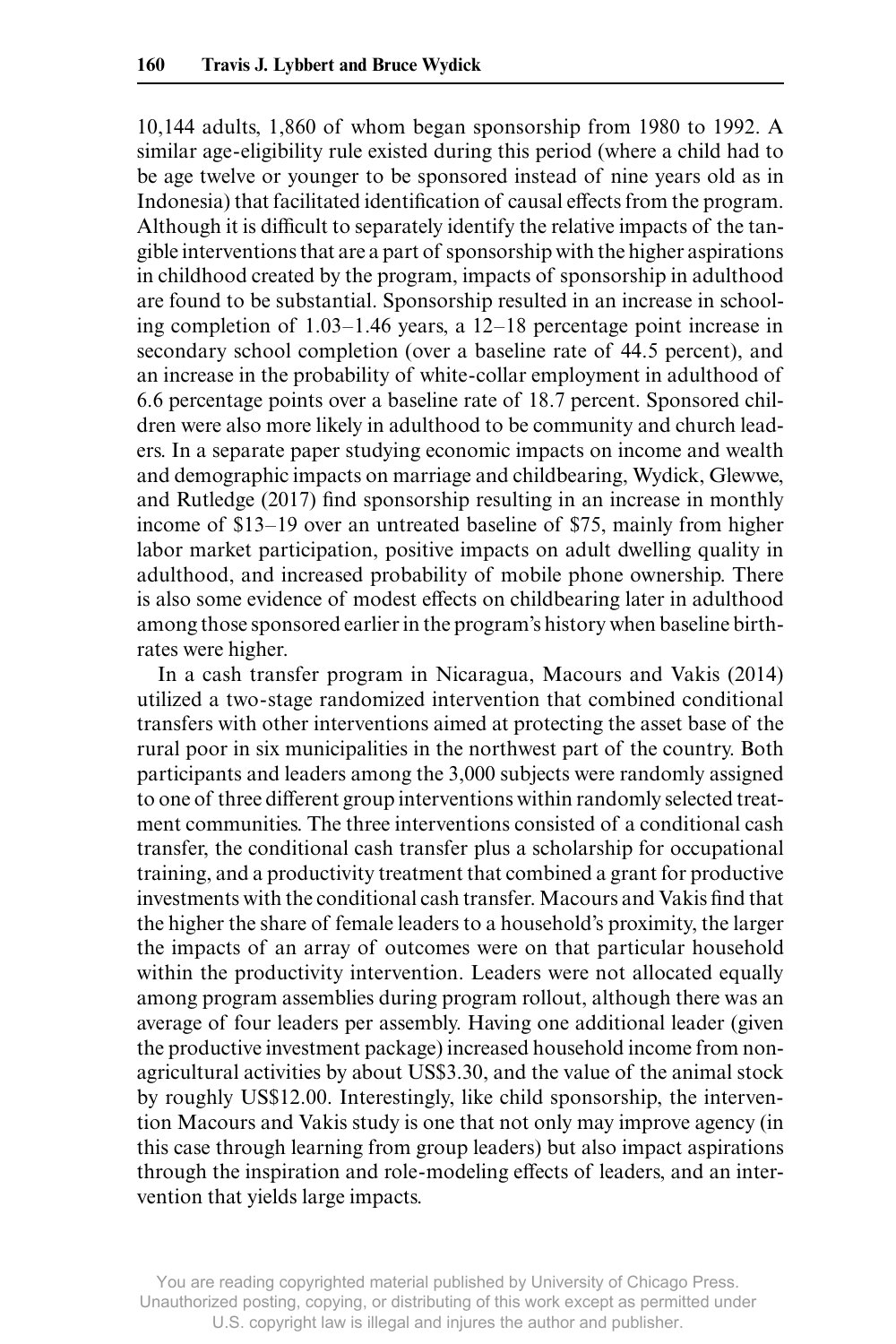10,144 adults, 1,860 of whom began sponsorship from 1980 to 1992. A similar age-eligibility rule existed during this period (where a child had to be age twelve or younger to be sponsored instead of nine years old as in Indonesia) that facilitated identification of causal effects from the program. Although it is difficult to separately identify the relative impacts of the tangible interventions that are a part of sponsorship with the higher aspirations in childhood created by the program, impacts of sponsorship in adulthood are found to be substantial. Sponsorship resulted in an increase in schooling completion of 1.03–1.46 years, a 12–18 percentage point increase in secondary school completion (over a baseline rate of 44.5 percent), and an increase in the probability of white-collar employment in adulthood of 6.6 percentage points over a baseline rate of 18.7 percent. Sponsored children were also more likely in adulthood to be community and church leaders. In a separate paper studying economic impacts on income and wealth and demographic impacts on marriage and childbearing, Wydick, Glewwe, and Rutledge (2017) find sponsorship resulting in an increase in monthly income of $13–19 over an untreated baseline of $75, mainly from higher labor market participation, positive impacts on adult dwelling quality in adulthood, and increased probability of mobile phone ownership. There is also some evidence of modest effects on childbearing later in adulthood among those sponsored earlier in the program's history when baseline birthrates were higher.

In a cash transfer program in Nicaragua, Macours and Vakis (2014) utilized a two-stage randomized intervention that combined conditional transfers with other interventions aimed at protecting the asset base of the rural poor in six municipalities in the northwest part of the country. Both participants and leaders among the 3,000 subjects were randomly assigned to one of three different group interventions within randomly selected treatment communities. The three interventions consisted of a conditional cash transfer, the conditional cash transfer plus a scholarship for occupational training, and a productivity treatment that combined a grant for productive investments with the conditional cash transfer. Macours and Vakis find that the higher the share of female leaders to a household's proximity, the larger the impacts of an array of outcomes were on that particular household within the productivity intervention. Leaders were not allocated equally among program assemblies during program rollout, although there was an average of four leaders per assembly. Having one additional leader (given the productive investment package) increased household income from nonagricultural activities by about US$3.30, and the value of the animal stock by roughly US$12.00. Interestingly, like child sponsorship, the intervention Macours and Vakis study is one that not only may improve agency (in this case through learning from group leaders) but also impact aspirations through the inspiration and role-modeling effects of leaders, and an intervention that yields large impacts.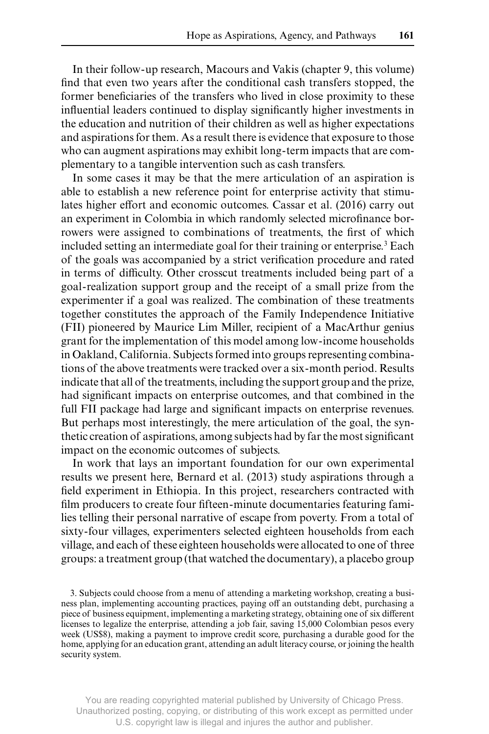In their follow-up research, Macours and Vakis (chapter 9, this volume) find that even two years after the conditional cash transfers stopped, the former beneficiaries of the transfers who lived in close proximity to these influential leaders continued to display significantly higher investments in the education and nutrition of their children as well as higher expectations and aspirations for them. As a result there is evidence that exposure to those who can augment aspirations may exhibit long-term impacts that are complementary to a tangible intervention such as cash transfers.

In some cases it may be that the mere articulation of an aspiration is able to establish a new reference point for enterprise activity that stimulates higher effort and economic outcomes. Cassar et al. (2016) carry out an experiment in Colombia in which randomly selected microfinance borrowers were assigned to combinations of treatments, the first of which included setting an intermediate goal for their training or enterprise.[3] Each of the goals was accompanied by a strict verification procedure and rated in terms of difficulty. Other crosscut treatments included being part of a goal-realization support group and the receipt of a small prize from the experimenter if a goal was realized. The combination of these treatments together constitutes the approach of the Family Independence Initiative (FII) pioneered by Maurice Lim Miller, recipient of a MacArthur genius grant for the implementation of this model among low-income households in Oakland, California. Subjects formed into groups representing combinations of the above treatments were tracked over a six-month period. Results indicate that all of the treatments, including the support group and the prize, had significant impacts on enterprise outcomes, and that combined in the full FII package had large and significant impacts on enterprise revenues. But perhaps most interestingly, the mere articulation of the goal, the synthetic creation of aspirations, among subjects had by far the most significant impact on the economic outcomes of subjects.

In work that lays an important foundation for our own experimental results we present here, Bernard et al. (2013) study aspirations through a field experiment in Ethiopia. In this project, researchers contracted with film producers to create four fifteen-minute documentaries featuring families telling their personal narrative of escape from poverty. From a total of sixty-four villages, experimenters selected eighteen households from each village, and each of these eighteen households were allocated to one of three groups: a treatment group (that watched the documentary), a placebo group

3. Subjects could choose from a menu of attending a marketing workshop, creating a business plan, implementing accounting practices, paying off an outstanding debt, purchasing a piece of business equipment, implementing a marketing strategy, obtaining one of six different licenses to legalize the enterprise, attending a job fair, saving 15,000 Colombian pesos every week (US$8), making a payment to improve credit score, purchasing a durable good for the home, applying for an education grant, attending an adult literacy course, or joining the health security system.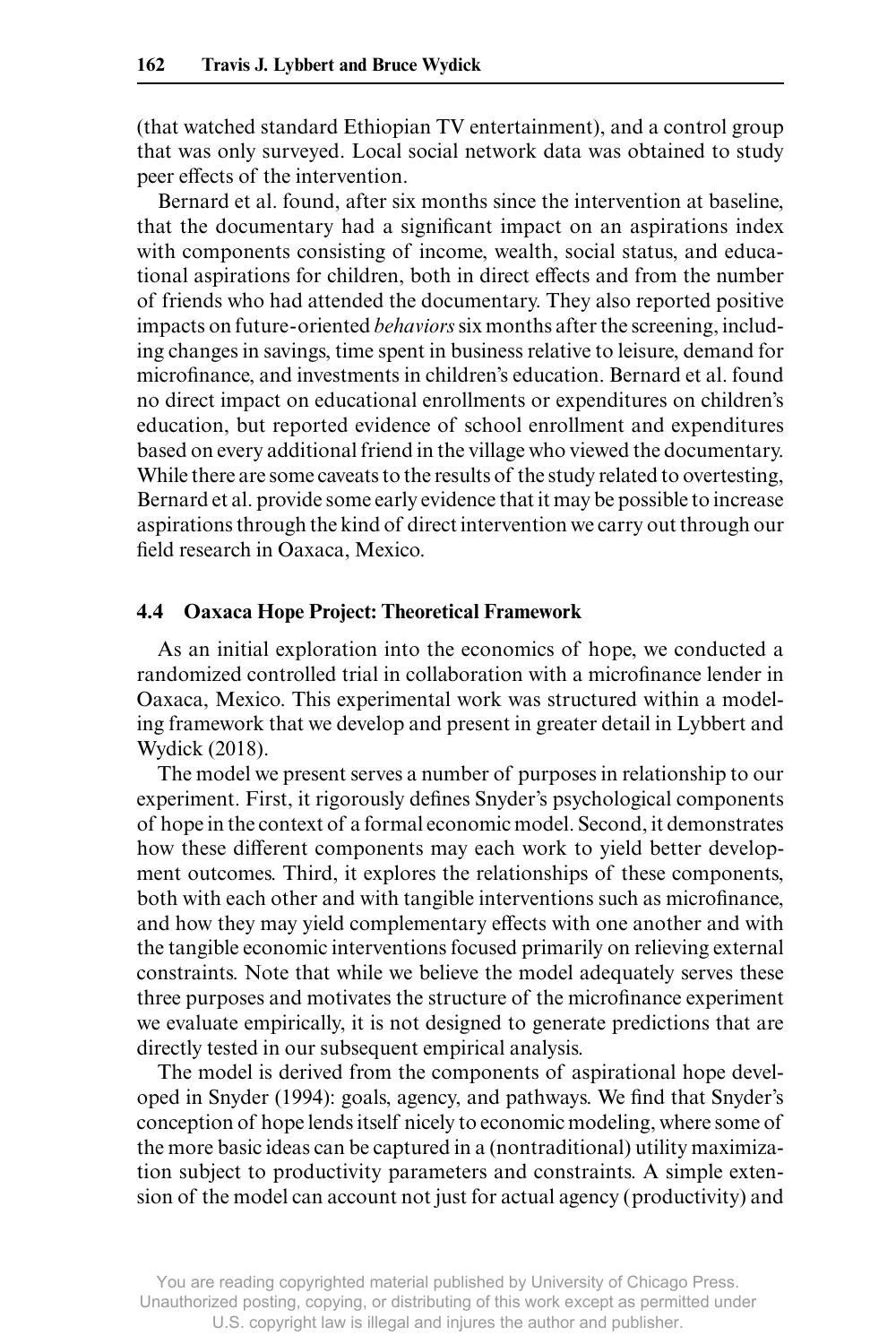(that watched standard Ethiopian TV entertainment), and a control group that was only surveyed. Local social network data was obtained to study peer effects of the intervention.

Bernard et al. found, after six months since the intervention at baseline, that the documentary had a significant impact on an aspirations index with components consisting of income, wealth, social status, and educational aspirations for children, both in direct effects and from the number of friends who had attended the documentary. They also reported positive impacts on future-oriented *behaviors* six months after the screening, including changes in savings, time spent in business relative to leisure, demand for microfinance, and investments in children's education. Bernard et al. found no direct impact on educational enrollments or expenditures on children's education, but reported evidence of school enrollment and expenditures based on every additional friend in the village who viewed the documentary. While there are some caveats to the results of the study related to overtesting, Bernard et al. provide some early evidence that it may be possible to increase aspirations through the kind of direct intervention we carry out through our field research in Oaxaca, Mexico.

### 4.4 Oaxaca Hope Project: Theoretical Framework

As an initial exploration into the economics of hope, we conducted a randomized controlled trial in collaboration with a microfinance lender in Oaxaca, Mexico. This experimental work was structured within a modeling framework that we develop and present in greater detail in Lybbert and Wydick (2018).

The model we present serves a number of purposes in relationship to our experiment. First, it rigorously defines Snyder's psychological components of hope in the context of a formal economic model. Second, it demonstrates how these different components may each work to yield better development outcomes. Third, it explores the relationships of these components, both with each other and with tangible interventions such as microfinance, and how they may yield complementary effects with one another and with the tangible economic interventions focused primarily on relieving external constraints. Note that while we believe the model adequately serves these three purposes and motivates the structure of the microfinance experiment we evaluate empirically, it is not designed to generate predictions that are directly tested in our subsequent empirical analysis.

The model is derived from the components of aspirational hope developed in Snyder (1994): goals, agency, and pathways. We find that Snyder's conception of hope lends itself nicely to economic modeling, where some of the more basic ideas can be captured in a (nontraditional) utility maximization subject to productivity parameters and constraints. A simple extension of the model can account not just for actual agency (productivity) and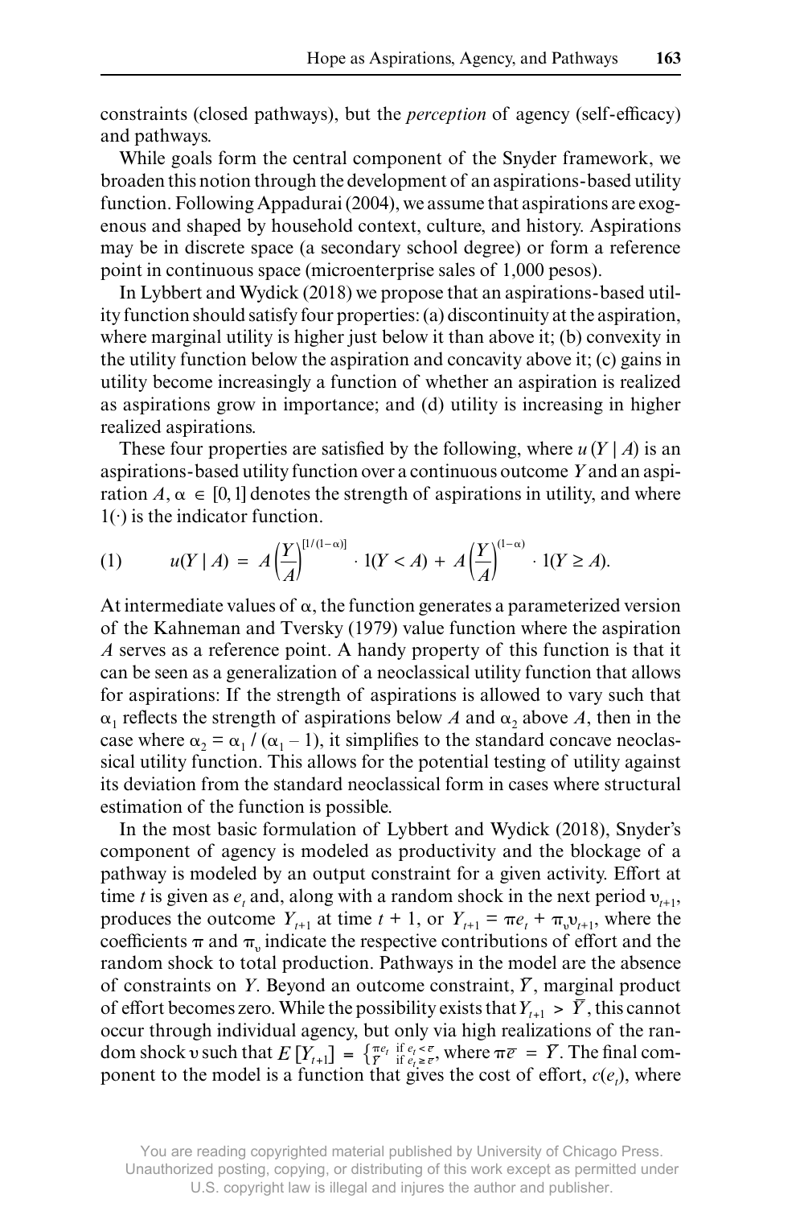constraints (closed pathways), but the *perception* of agency (self-efficacy) and pathways.

While goals form the central component of the Snyder framework, we broaden this notion through the development of an aspirations-based utility function. Following Appadurai (2004), we assume that aspirations are exogenous and shaped by household context, culture, and history. Aspirations may be in discrete space (a secondary school degree) or form a reference point in continuous space (microenterprise sales of 1,000 pesos).

In Lybbert and Wydick (2018) we propose that an aspirations-based utility function should satisfy four properties: (a) discontinuity at the aspiration, where marginal utility is higher just below it than above it; (b) convexity in the utility function below the aspiration and concavity above it; (c) gains in utility become increasingly a function of whether an aspiration is realized as aspirations grow in importance; and (d) utility is increasing in higher realized aspirations.

These four properties are satisfied by the following, where $u(Y \mid A)$ is an aspirations-based utility function over a continuous outcome $Y$ and an aspiration $A$, $\alpha \in [0, 1]$ denotes the strength of aspirations in utility, and where $1(\cdot)$ is the indicator function.

$$(1) \qquad u(Y \mid A) = A\left(\frac{Y}{A}\right)^{[1/(1-\alpha)]} \cdot 1(Y < A) + A\left(\frac{Y}{A}\right)^{(1-\alpha)} \cdot 1(Y \geq A).$$

At intermediate values of $\alpha$, the function generates a parameterized version of the Kahneman and Tversky (1979) value function where the aspiration $A$ serves as a reference point. A handy property of this function is that it can be seen as a generalization of a neoclassical utility function that allows for aspirations: If the strength of aspirations is allowed to vary such that $\alpha_1$ reflects the strength of aspirations below $A$ and $\alpha_2$ above $A$, then in the case where $\alpha_2 = \alpha_1 / (\alpha_1 - 1)$, it simplifies to the standard concave neoclassical utility function. This allows for the potential testing of utility against its deviation from the standard neoclassical form in cases where structural estimation of the function is possible.

In the most basic formulation of Lybbert and Wydick (2018), Snyder's component of agency is modeled as productivity and the blockage of a pathway is modeled by an output constraint for a given activity. Effort at time $t$ is given as $e_t$ and, along with a random shock in the next period $\upsilon_{t+1}$, produces the outcome $Y_{t+1}$ at time $t + 1$, or $Y_{t+1} = \pi e_t + \pi_\upsilon \upsilon_{t+1}$, where the coefficients $\pi$ and $\pi_\upsilon$ indicate the respective contributions of effort and the random shock to total production. Pathways in the model are the absence of constraints on $Y$. Beyond an outcome constraint, $\bar{Y}$, marginal product of effort becomes zero. While the possibility exists that $Y_{t+1} > \bar{Y}$, this cannot occur through individual agency, but only via high realizations of the random shock $\upsilon$ such that $E[Y_{t+1}] = \left\{\begin{smallmatrix} \pi e_t & \text{if } e_t < \bar{e} \\ \bar{Y} & \text{if } e_t \geq \bar{e} \end{smallmatrix}\right.$, where $\pi\bar{e} = \bar{Y}$. The final component to the model is a function that gives the cost of effort, $c(e_t)$, where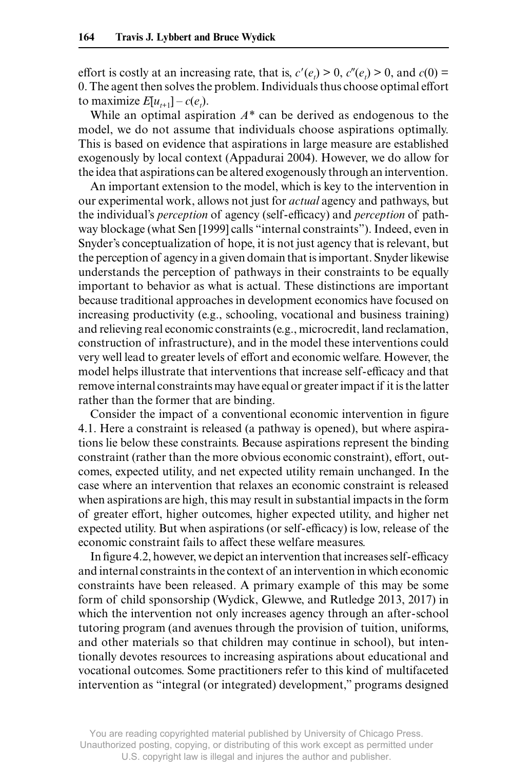effort is costly at an increasing rate, that is, $c'(e_t) > 0$, $c''(e_t) > 0$, and $c(0) = 0$. The agent then solves the problem. Individuals thus choose optimal effort to maximize $E[u_{t+1}] - c(e_t)$.

While an optimal aspiration $A^*$ can be derived as endogenous to the model, we do not assume that individuals choose aspirations optimally. This is based on evidence that aspirations in large measure are established exogenously by local context (Appadurai 2004). However, we do allow for the idea that aspirations can be altered exogenously through an intervention.

An important extension to the model, which is key to the intervention in our experimental work, allows not just for *actual* agency and pathways, but the individual's *perception* of agency (self-efficacy) and *perception* of pathway blockage (what Sen [1999] calls "internal constraints"). Indeed, even in Snyder's conceptualization of hope, it is not just agency that is relevant, but the perception of agency in a given domain that is important. Snyder likewise understands the perception of pathways in their constraints to be equally important to behavior as what is actual. These distinctions are important because traditional approaches in development economics have focused on increasing productivity (e.g., schooling, vocational and business training) and relieving real economic constraints (e.g., microcredit, land reclamation, construction of infrastructure), and in the model these interventions could very well lead to greater levels of effort and economic welfare. However, the model helps illustrate that interventions that increase self-efficacy and that remove internal constraints may have equal or greater impact if it is the latter rather than the former that are binding.

Consider the impact of a conventional economic intervention in figure 4.1. Here a constraint is released (a pathway is opened), but where aspirations lie below these constraints. Because aspirations represent the binding constraint (rather than the more obvious economic constraint), effort, outcomes, expected utility, and net expected utility remain unchanged. In the case where an intervention that relaxes an economic constraint is released when aspirations are high, this may result in substantial impacts in the form of greater effort, higher outcomes, higher expected utility, and higher net expected utility. But when aspirations (or self-efficacy) is low, release of the economic constraint fails to affect these welfare measures.

In figure 4.2, however, we depict an intervention that increases self-efficacy and internal constraints in the context of an intervention in which economic constraints have been released. A primary example of this may be some form of child sponsorship (Wydick, Glewwe, and Rutledge 2013, 2017) in which the intervention not only increases agency through an after-school tutoring program (and avenues through the provision of tuition, uniforms, and other materials so that children may continue in school), but intentionally devotes resources to increasing aspirations about educational and vocational outcomes. Some practitioners refer to this kind of multifaceted intervention as "integral (or integrated) development," programs designed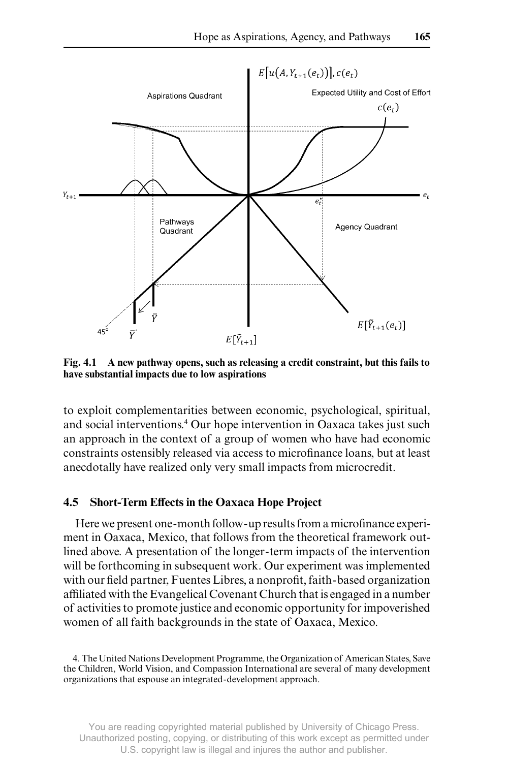**Fig. 4.1 A new pathway opens, such as releasing a credit constraint, but this fails to have substantial impacts due to low aspirations**

to exploit complementarities between economic, psychological, spiritual, and social interventions.[4] Our hope intervention in Oaxaca takes just such an approach in the context of a group of women who have had economic constraints ostensibly released via access to microfinance loans, but at least anecdotally have realized only very small impacts from microcredit.

## 4.5 Short-Term Effects in the Oaxaca Hope Project

Here we present one-month follow-up results from a microfinance experiment in Oaxaca, Mexico, that follows from the theoretical framework outlined above. A presentation of the longer-term impacts of the intervention will be forthcoming in subsequent work. Our experiment was implemented with our field partner, Fuentes Libres, a nonprofit, faith-based organization affiliated with the Evangelical Covenant Church that is engaged in a number of activities to promote justice and economic opportunity for impoverished women of all faith backgrounds in the state of Oaxaca, Mexico.

4. The United Nations Development Programme, the Organization of American States, Save the Children, World Vision, and Compassion International are several of many development organizations that espouse an integrated-development approach.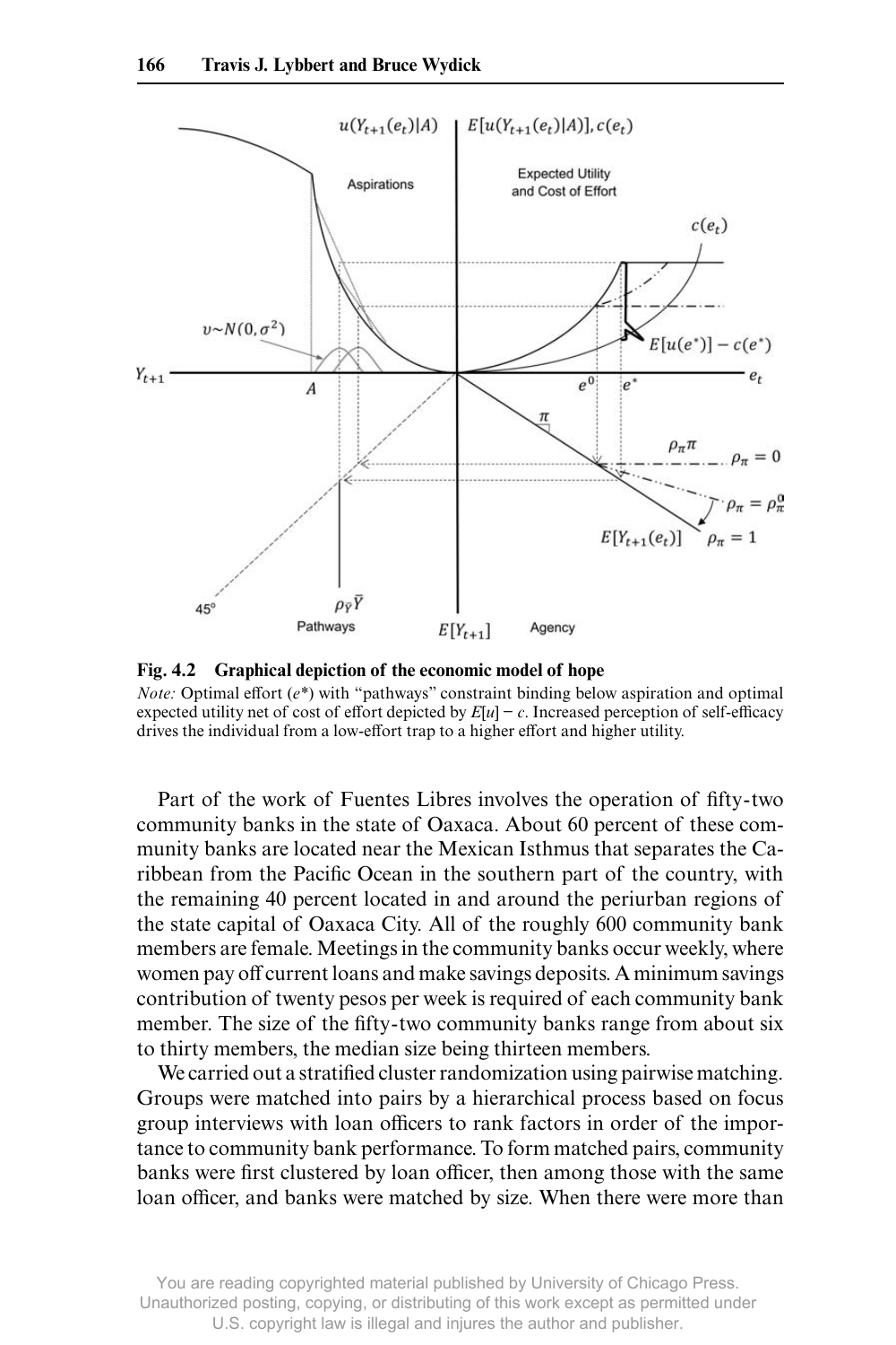**Fig. 4.2 Graphical depiction of the economic model of hope**

*Note:* Optimal effort ($e^*$) with "pathways" constraint binding below aspiration and optimal expected utility net of cost of effort depicted by $E[u] - c$. Increased perception of self-efficacy drives the individual from a low-effort trap to a higher effort and higher utility.

Part of the work of Fuentes Libres involves the operation of fifty-two community banks in the state of Oaxaca. About 60 percent of these community banks are located near the Mexican Isthmus that separates the Caribbean from the Pacific Ocean in the southern part of the country, with the remaining 40 percent located in and around the periurban regions of the state capital of Oaxaca City. All of the roughly 600 community bank members are female. Meetings in the community banks occur weekly, where women pay off current loans and make savings deposits. A minimum savings contribution of twenty pesos per week is required of each community bank member. The size of the fifty-two community banks range from about six to thirty members, the median size being thirteen members.

We carried out a stratified cluster randomization using pairwise matching. Groups were matched into pairs by a hierarchical process based on focus group interviews with loan officers to rank factors in order of the importance to community bank performance. To form matched pairs, community banks were first clustered by loan officer, then among those with the same loan officer, and banks were matched by size. When there were more than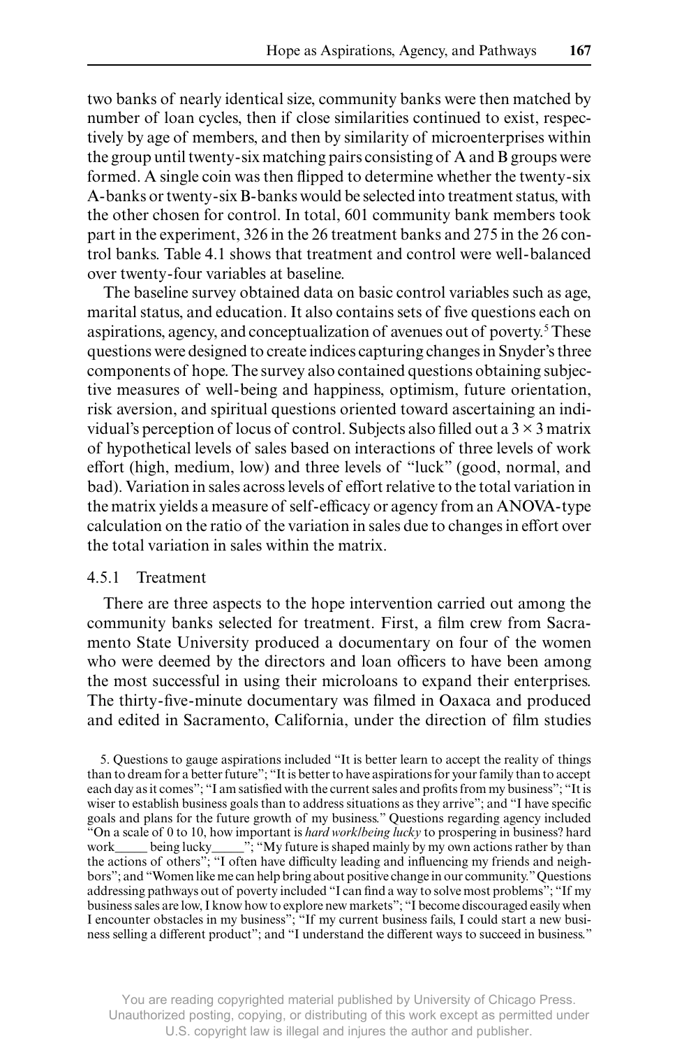two banks of nearly identical size, community banks were then matched by number of loan cycles, then if close similarities continued to exist, respectively by age of members, and then by similarity of microenterprises within the group until twenty-six matching pairs consisting of A and B groups were formed. A single coin was then flipped to determine whether the twenty-six A-banks or twenty-six B-banks would be selected into treatment status, with the other chosen for control. In total, 601 community bank members took part in the experiment, 326 in the 26 treatment banks and 275 in the 26 control banks. Table 4.1 shows that treatment and control were well-balanced over twenty-four variables at baseline.

The baseline survey obtained data on basic control variables such as age, marital status, and education. It also contains sets of five questions each on aspirations, agency, and conceptualization of avenues out of poverty.[5] These questions were designed to create indices capturing changes in Snyder's three components of hope. The survey also contained questions obtaining subjective measures of well-being and happiness, optimism, future orientation, risk aversion, and spiritual questions oriented toward ascertaining an individual's perception of locus of control. Subjects also filled out a $3 \times 3$ matrix of hypothetical levels of sales based on interactions of three levels of work effort (high, medium, low) and three levels of "luck" (good, normal, and bad). Variation in sales across levels of effort relative to the total variation in the matrix yields a measure of self-efficacy or agency from an ANOVA-type calculation on the ratio of the variation in sales due to changes in effort over the total variation in sales within the matrix.

### 4.5.1 Treatment

There are three aspects to the hope intervention carried out among the community banks selected for treatment. First, a film crew from Sacramento State University produced a documentary on four of the women who were deemed by the directors and loan officers to have been among the most successful in using their microloans to expand their enterprises. The thirty-five-minute documentary was filmed in Oaxaca and produced and edited in Sacramento, California, under the direction of film studies

5. Questions to gauge aspirations included "It is better learn to accept the reality of things than to dream for a better future"; "It is better to have aspirations for your family than to accept each day as it comes"; "I am satisfied with the current sales and profits from my business"; "It is wiser to establish business goals than to address situations as they arrive"; and "I have specific goals and plans for the future growth of my business." Questions regarding agency included "On a scale of 0 to 10, how important is *hard work/being lucky* to prospering in business? hard work_____ being lucky_____"; "My future is shaped mainly by my own actions rather by than the actions of others"; "I often have difficulty leading and influencing my friends and neighbors"; and "Women like me can help bring about positive change in our community." Questions addressing pathways out of poverty included "I can find a way to solve most problems"; "If my business sales are low, I know how to explore new markets"; "I become discouraged easily when I encounter obstacles in my business"; "If my current business fails, I could start a new business selling a different product"; and "I understand the different ways to succeed in business."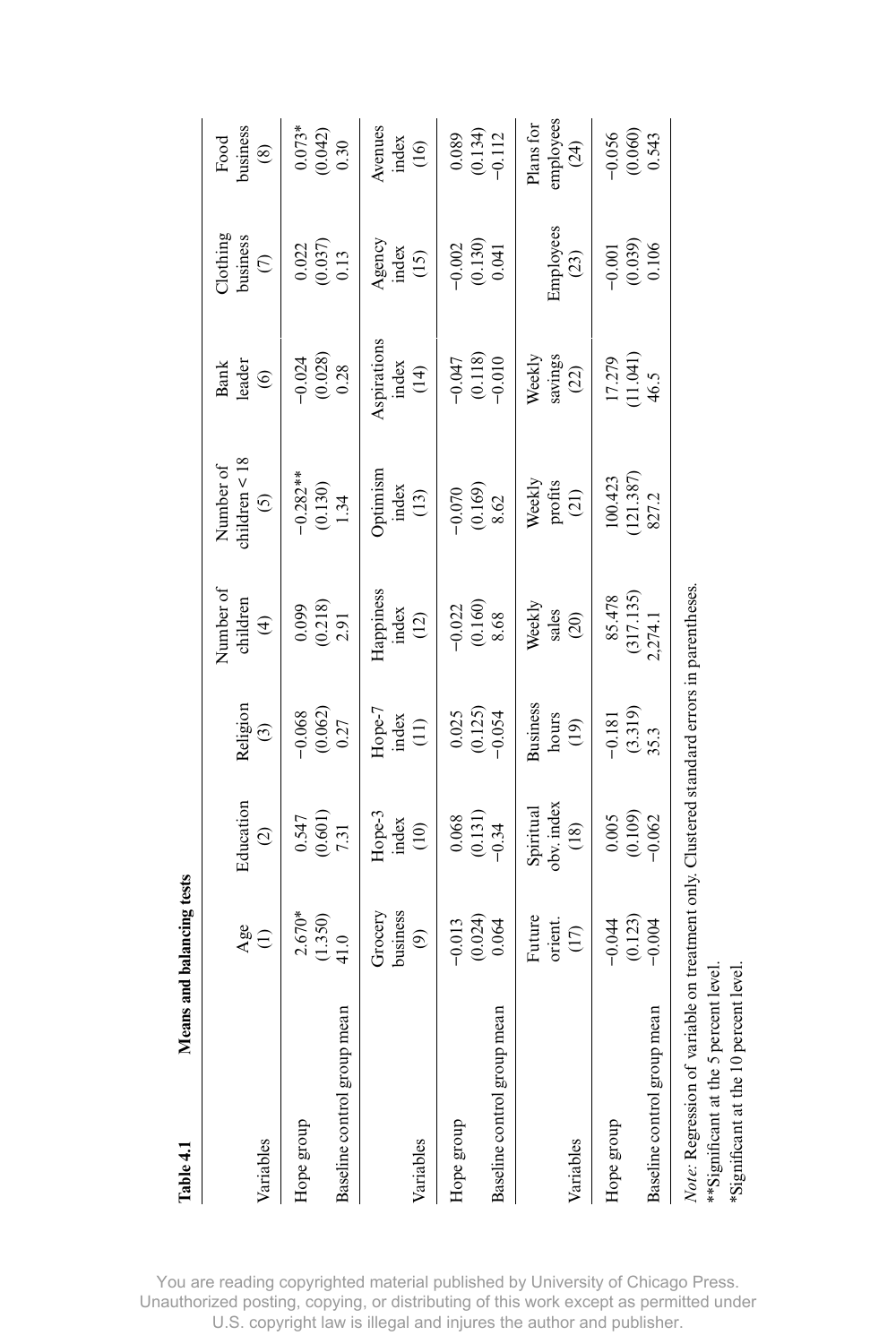**Table 4.1 Means and balancing tests**

| Variables | Age (1) | Education (2) | Religion (3) | Number of children (4) | Number of children < 18 (5) | Bank leader (6) | Clothing business (7) | Food business (8) |
|---|---|---|---|---|---|---|---|---|
| Hope group | 2.670* | 0.547 | −0.068 | 0.099 | −0.282** | −0.024 | 0.022 | 0.073* |
| | (1.350) | (0.601) | (0.062) | (0.218) | (0.130) | (0.028) | (0.037) | (0.042) |
| Baseline control group mean | 41.0 | 7.31 | 0.27 | 2.91 | 1.34 | 0.28 | 0.13 | 0.30 |

| Variables | Grocery business (9) | Hope-3 index (10) | Hope-7 index (11) | Happiness index (12) | Optimism index (13) | Aspirations index (14) | Agency index (15) | Avenues index (16) |
|---|---|---|---|---|---|---|---|---|
| Hope group | −0.013 | 0.068 | 0.025 | −0.022 | −0.070 | −0.047 | −0.002 | 0.089 |
| | (0.024) | (0.131) | (0.125) | (0.160) | (0.169) | (0.118) | (0.130) | (0.134) |
| Baseline control group mean | 0.064 | −0.34 | −0.054 | 8.68 | 8.62 | −0.010 | 0.041 | −0.112 |

| Variables | Future orient. (17) | Spiritual obv. index (18) | Business hours (19) | Weekly sales (20) | Weekly profits (21) | Weekly savings (22) | Employees (23) | Plans for employees (24) |
|---|---|---|---|---|---|---|---|---|
| Hope group | −0.044 | 0.005 | −0.181 | 85.478 | 100.423 | 17.279 | −0.001 | −0.056 |
| | (0.123) | (0.109) | (3.319) | (317.135) | (121.387) | (11.041) | (0.039) | (0.060) |
| Baseline control group mean | −0.004 | −0.062 | 35.3 | 2,274.1 | 827.2 | 46.5 | 0.106 | 0.543 |

*Note:* Regression of variable on treatment only. Clustered standard errors in parentheses.

**Significant at the 5 percent level.

*Significant at the 10 percent level.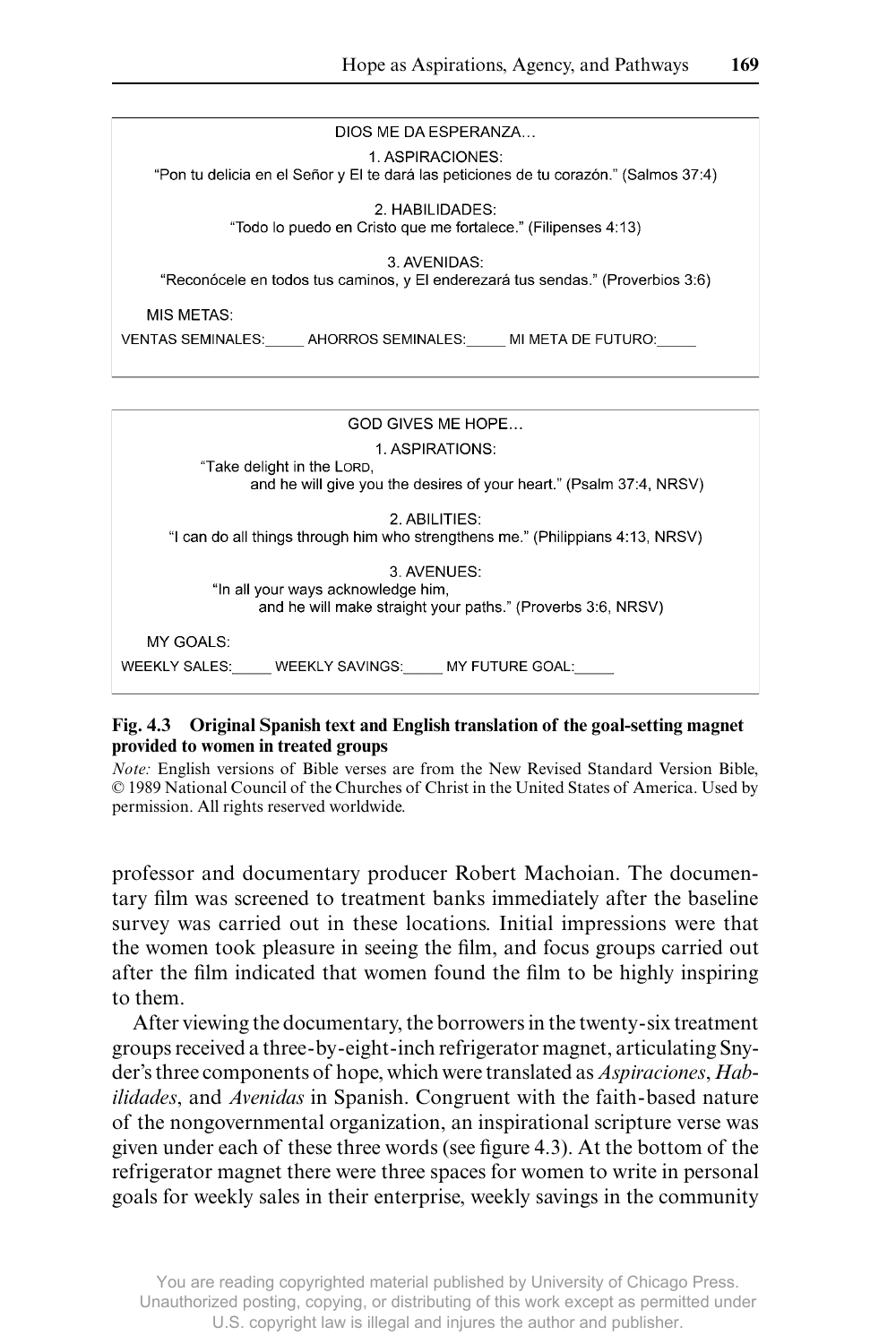DIOS ME DA ESPERANZA…

1. ASPIRACIONES:
"Pon tu delicia en el Señor y El te dará las peticiones de tu corazón." (Salmos 37:4)

2. HABILIDADES:
"Todo lo puedo en Cristo que me fortalece." (Filipenses 4:13)

3. AVENIDAS:
"Reconócele en todos tus caminos, y El enderezará tus sendas." (Proverbios 3:6)

MIS METAS:

VENTAS SEMINALES:_____ AHORROS SEMINALES:_____ MI META DE FUTURO:_____

GOD GIVES ME HOPE…

1. ASPIRATIONS:
"Take delight in the LORD,
and he will give you the desires of your heart." (Psalm 37:4, NRSV)

2. ABILITIES:
"I can do all things through him who strengthens me." (Philippians 4:13, NRSV)

3. AVENUES:
"In all your ways acknowledge him,
and he will make straight your paths." (Proverbs 3:6, NRSV)

MY GOALS:

WEEKLY SALES:_____ WEEKLY SAVINGS:_____ MY FUTURE GOAL:_____

**Fig. 4.3 Original Spanish text and English translation of the goal-setting magnet provided to women in treated groups**

*Note:* English versions of Bible verses are from the New Revised Standard Version Bible, © 1989 National Council of the Churches of Christ in the United States of America. Used by permission. All rights reserved worldwide.

professor and documentary producer Robert Machoian. The documentary film was screened to treatment banks immediately after the baseline survey was carried out in these locations. Initial impressions were that the women took pleasure in seeing the film, and focus groups carried out after the film indicated that women found the film to be highly inspiring to them.

After viewing the documentary, the borrowers in the twenty-six treatment groups received a three-by-eight-inch refrigerator magnet, articulating Snyder's three components of hope, which were translated as *Aspiraciones*, *Habilidades*, and *Avenidas* in Spanish. Congruent with the faith-based nature of the nongovernmental organization, an inspirational scripture verse was given under each of these three words (see figure 4.3). At the bottom of the refrigerator magnet there were three spaces for women to write in personal goals for weekly sales in their enterprise, weekly savings in the community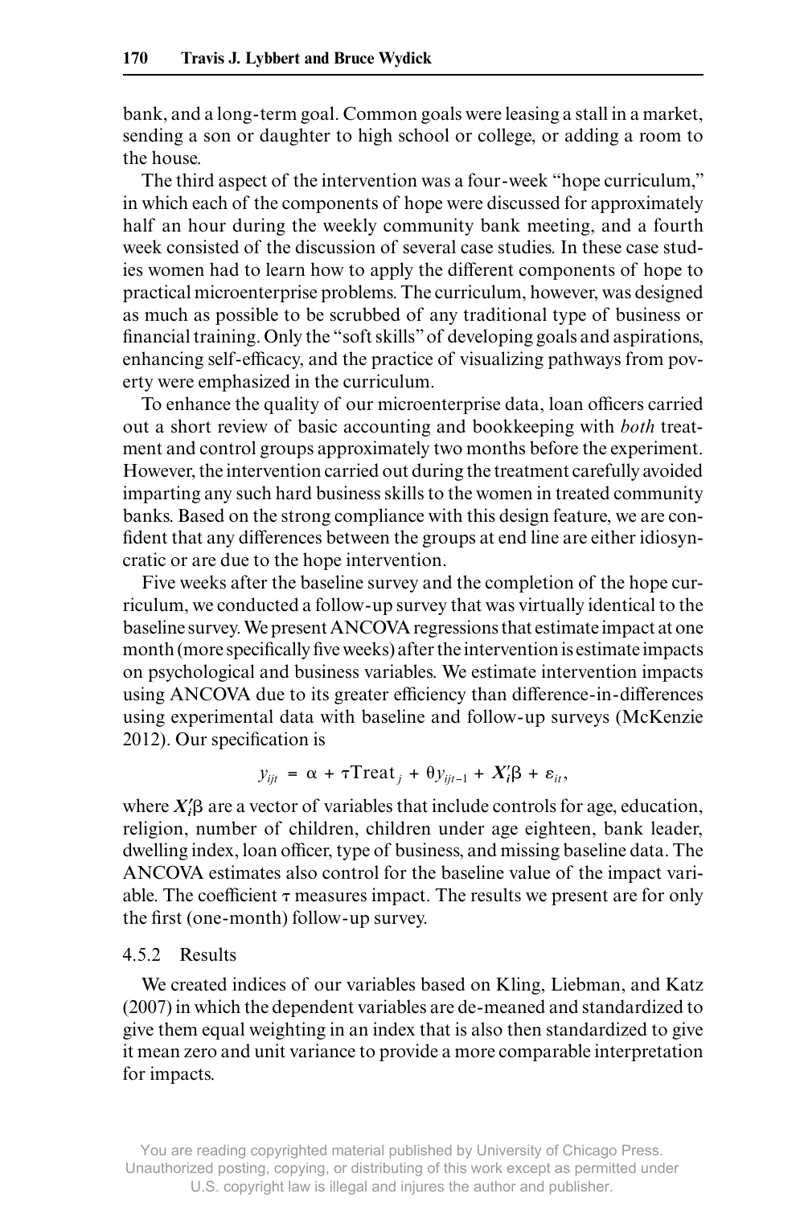bank, and a long-term goal. Common goals were leasing a stall in a market, sending a son or daughter to high school or college, or adding a room to the house.

The third aspect of the intervention was a four-week "hope curriculum," in which each of the components of hope were discussed for approximately half an hour during the weekly community bank meeting, and a fourth week consisted of the discussion of several case studies. In these case studies women had to learn how to apply the different components of hope to practical microenterprise problems. The curriculum, however, was designed as much as possible to be scrubbed of any traditional type of business or financial training. Only the "soft skills" of developing goals and aspirations, enhancing self-efficacy, and the practice of visualizing pathways from poverty were emphasized in the curriculum.

To enhance the quality of our microenterprise data, loan officers carried out a short review of basic accounting and bookkeeping with *both* treatment and control groups approximately two months before the experiment. However, the intervention carried out during the treatment carefully avoided imparting any such hard business skills to the women in treated community banks. Based on the strong compliance with this design feature, we are confident that any differences between the groups at end line are either idiosyncratic or are due to the hope intervention.

Five weeks after the baseline survey and the completion of the hope curriculum, we conducted a follow-up survey that was virtually identical to the baseline survey. We present ANCOVA regressions that estimate impact at one month (more specifically five weeks) after the intervention is estimate impacts on psychological and business variables. We estimate intervention impacts using ANCOVA due to its greater efficiency than difference-in-differences using experimental data with baseline and follow-up surveys (McKenzie 2012). Our specification is

$$y_{ijt} = \alpha + \tau \text{Treat}_j + \theta y_{ijt-1} + X_i'\beta + \varepsilon_{it},$$

where $X_i'\beta$ are a vector of variables that include controls for age, education, religion, number of children, children under age eighteen, bank leader, dwelling index, loan officer, type of business, and missing baseline data. The ANCOVA estimates also control for the baseline value of the impact variable. The coefficient $\tau$ measures impact. The results we present are for only the first (one-month) follow-up survey.

### 4.5.2 Results

We created indices of our variables based on Kling, Liebman, and Katz (2007) in which the dependent variables are de-meaned and standardized to give them equal weighting in an index that is also then standardized to give it mean zero and unit variance to provide a more comparable interpretation for impacts.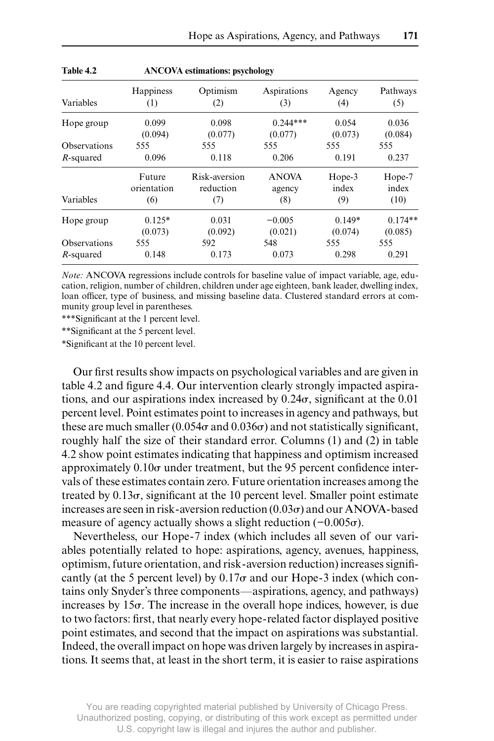**Table 4.2 ANCOVA estimations: psychology**

| Variables | Happiness (1) | Optimism (2) | Aspirations (3) | Agency (4) | Pathways (5) |
|---|---|---|---|---|---|
| Hope group | 0.099 | 0.098 | 0.244*** | 0.054 | 0.036 |
| | (0.094) | (0.077) | (0.077) | (0.073) | (0.084) |
| Observations | 555 | 555 | 555 | 555 | 555 |
| *R*-squared | 0.096 | 0.118 | 0.206 | 0.191 | 0.237 |

| Variables | Future orientation (6) | Risk-aversion reduction (7) | ANOVA agency (8) | Hope-3 index (9) | Hope-7 index (10) |
|---|---|---|---|---|---|
| Hope group | 0.125* | 0.031 | −0.005 | 0.149* | 0.174** |
| | (0.073) | (0.092) | (0.021) | (0.074) | (0.085) |
| Observations | 555 | 592 | 548 | 555 | 555 |
| *R*-squared | 0.148 | 0.173 | 0.073 | 0.298 | 0.291 |

*Note:* ANCOVA regressions include controls for baseline value of impact variable, age, education, religion, number of children, children under age eighteen, bank leader, dwelling index, loan officer, type of business, and missing baseline data. Clustered standard errors at community group level in parentheses.

***Significant at the 1 percent level.

**Significant at the 5 percent level.

*Significant at the 10 percent level.

Our first results show impacts on psychological variables and are given in table 4.2 and figure 4.4. Our intervention clearly strongly impacted aspirations, and our aspirations index increased by 0.24σ, significant at the 0.01 percent level. Point estimates point to increases in agency and pathways, but these are much smaller (0.054σ and 0.036σ) and not statistically significant, roughly half the size of their standard error. Columns (1) and (2) in table 4.2 show point estimates indicating that happiness and optimism increased approximately 0.10σ under treatment, but the 95 percent confidence intervals of these estimates contain zero. Future orientation increases among the treated by 0.13σ, significant at the 10 percent level. Smaller point estimate increases are seen in risk-aversion reduction (0.03σ) and our ANOVA-based measure of agency actually shows a slight reduction (−0.005σ).

Nevertheless, our Hope-7 index (which includes all seven of our variables potentially related to hope: aspirations, agency, avenues, happiness, optimism, future orientation, and risk-aversion reduction) increases significantly (at the 5 percent level) by 0.17σ and our Hope-3 index (which contains only Snyder's three components—aspirations, agency, and pathways) increases by 15σ. The increase in the overall hope indices, however, is due to two factors: first, that nearly every hope-related factor displayed positive point estimates, and second that the impact on aspirations was substantial. Indeed, the overall impact on hope was driven largely by increases in aspirations. It seems that, at least in the short term, it is easier to raise aspirations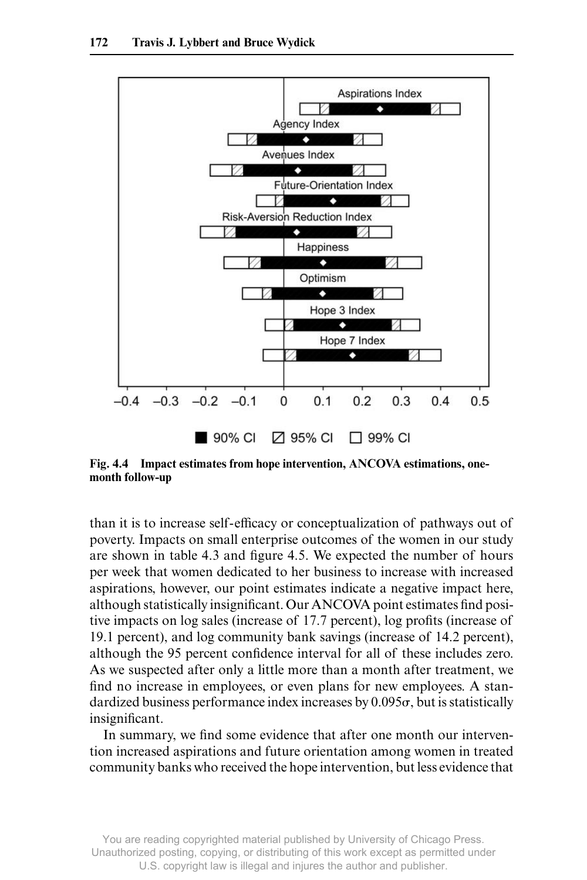Fig. 4.4 Impact estimates from hope intervention, ANCOVA estimations, one-month follow-up

than it is to increase self-efficacy or conceptualization of pathways out of poverty. Impacts on small enterprise outcomes of the women in our study are shown in table 4.3 and figure 4.5. We expected the number of hours per week that women dedicated to her business to increase with increased aspirations, however, our point estimates indicate a negative impact here, although statistically insignificant. Our ANCOVA point estimates find positive impacts on log sales (increase of 17.7 percent), log profits (increase of 19.1 percent), and log community bank savings (increase of 14.2 percent), although the 95 percent confidence interval for all of these includes zero. As we suspected after only a little more than a month after treatment, we find no increase in employees, or even plans for new employees. A standardized business performance index increases by $0.095\sigma$, but is statistically insignificant.

In summary, we find some evidence that after one month our intervention increased aspirations and future orientation among women in treated community banks who received the hope intervention, but less evidence that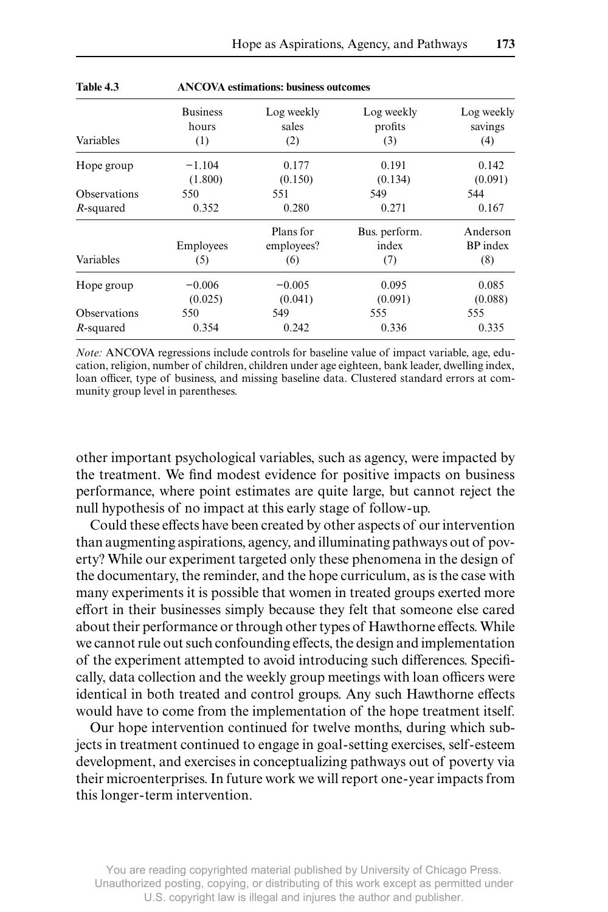**Table 4.3 ANCOVA estimations: business outcomes**

| Variables | Business hours (1) | Log weekly sales (2) | Log weekly profits (3) | Log weekly savings (4) |
|---|---|---|---|---|
| Hope group | −1.104 | 0.177 | 0.191 | 0.142 |
| | (1.800) | (0.150) | (0.134) | (0.091) |
| Observations | 550 | 551 | 549 | 544 |
| $R$-squared | 0.352 | 0.280 | 0.271 | 0.167 |

| Variables | Employees (5) | Plans for employees? (6) | Bus. perform. index (7) | Anderson BP index (8) |
|---|---|---|---|---|
| Hope group | −0.006 | −0.005 | 0.095 | 0.085 |
| | (0.025) | (0.041) | (0.091) | (0.088) |
| Observations | 550 | 549 | 555 | 555 |
| $R$-squared | 0.354 | 0.242 | 0.336 | 0.335 |

*Note:* ANCOVA regressions include controls for baseline value of impact variable, age, education, religion, number of children, children under age eighteen, bank leader, dwelling index, loan officer, type of business, and missing baseline data. Clustered standard errors at community group level in parentheses.

other important psychological variables, such as agency, were impacted by the treatment. We find modest evidence for positive impacts on business performance, where point estimates are quite large, but cannot reject the null hypothesis of no impact at this early stage of follow-up.

Could these effects have been created by other aspects of our intervention than augmenting aspirations, agency, and illuminating pathways out of poverty? While our experiment targeted only these phenomena in the design of the documentary, the reminder, and the hope curriculum, as is the case with many experiments it is possible that women in treated groups exerted more effort in their businesses simply because they felt that someone else cared about their performance or through other types of Hawthorne effects. While we cannot rule out such confounding effects, the design and implementation of the experiment attempted to avoid introducing such differences. Specifically, data collection and the weekly group meetings with loan officers were identical in both treated and control groups. Any such Hawthorne effects would have to come from the implementation of the hope treatment itself.

Our hope intervention continued for twelve months, during which subjects in treatment continued to engage in goal-setting exercises, self-esteem development, and exercises in conceptualizing pathways out of poverty via their microenterprises. In future work we will report one-year impacts from this longer-term intervention.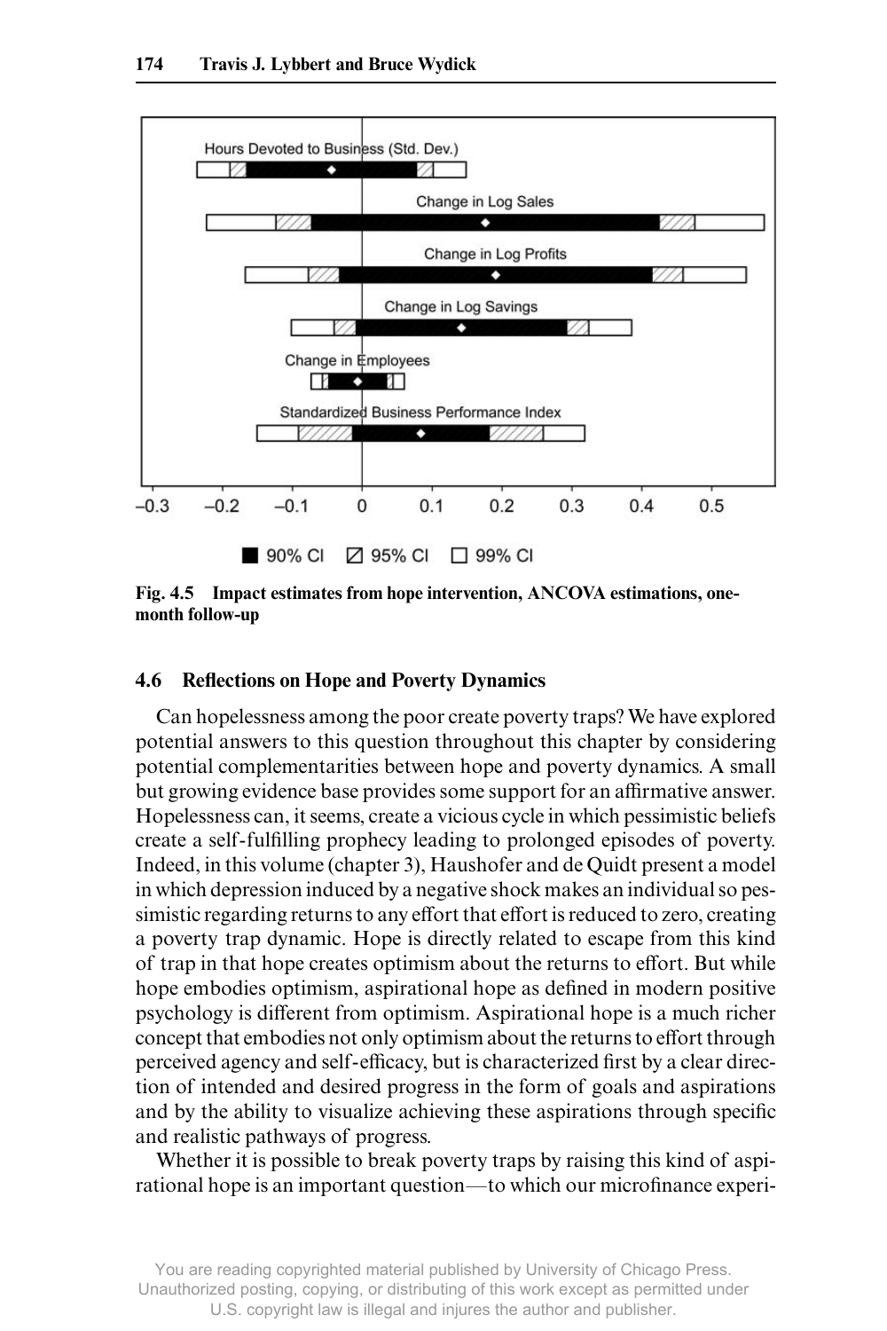Fig. 4.5 Impact estimates from hope intervention, ANCOVA estimations, one-month follow-up

### 4.6 Reflections on Hope and Poverty Dynamics

Can hopelessness among the poor create poverty traps? We have explored potential answers to this question throughout this chapter by considering potential complementarities between hope and poverty dynamics. A small but growing evidence base provides some support for an affirmative answer. Hopelessness can, it seems, create a vicious cycle in which pessimistic beliefs create a self-fulfilling prophecy leading to prolonged episodes of poverty. Indeed, in this volume (chapter 3), Haushofer and de Quidt present a model in which depression induced by a negative shock makes an individual so pessimistic regarding returns to any effort that effort is reduced to zero, creating a poverty trap dynamic. Hope is directly related to escape from this kind of trap in that hope creates optimism about the returns to effort. But while hope embodies optimism, aspirational hope as defined in modern positive psychology is different from optimism. Aspirational hope is a much richer concept that embodies not only optimism about the returns to effort through perceived agency and self-efficacy, but is characterized first by a clear direction of intended and desired progress in the form of goals and aspirations and by the ability to visualize achieving these aspirations through specific and realistic pathways of progress.

Whether it is possible to break poverty traps by raising this kind of aspirational hope is an important question—to which our microfinance experi-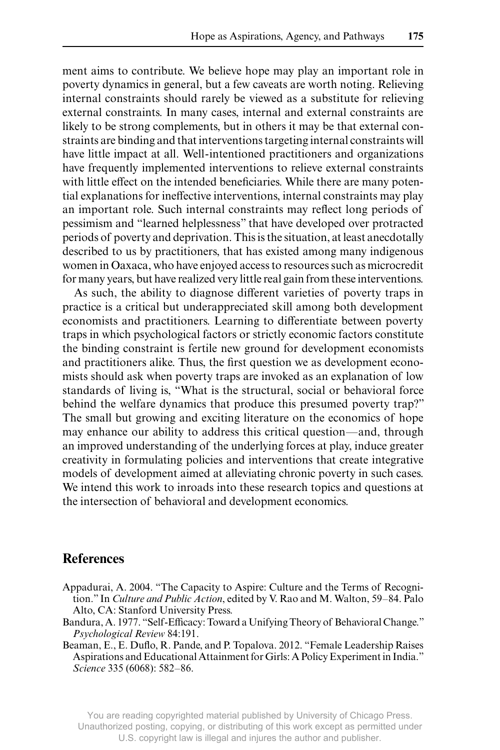ment aims to contribute. We believe hope may play an important role in poverty dynamics in general, but a few caveats are worth noting. Relieving internal constraints should rarely be viewed as a substitute for relieving external constraints. In many cases, internal and external constraints are likely to be strong complements, but in others it may be that external constraints are binding and that interventions targeting internal constraints will have little impact at all. Well-intentioned practitioners and organizations have frequently implemented interventions to relieve external constraints with little effect on the intended beneficiaries. While there are many potential explanations for ineffective interventions, internal constraints may play an important role. Such internal constraints may reflect long periods of pessimism and "learned helplessness" that have developed over protracted periods of poverty and deprivation. This is the situation, at least anecdotally described to us by practitioners, that has existed among many indigenous women in Oaxaca, who have enjoyed access to resources such as microcredit for many years, but have realized very little real gain from these interventions.

As such, the ability to diagnose different varieties of poverty traps in practice is a critical but underappreciated skill among both development economists and practitioners. Learning to differentiate between poverty traps in which psychological factors or strictly economic factors constitute the binding constraint is fertile new ground for development economists and practitioners alike. Thus, the first question we as development economists should ask when poverty traps are invoked as an explanation of low standards of living is, "What is the structural, social or behavioral force behind the welfare dynamics that produce this presumed poverty trap?" The small but growing and exciting literature on the economics of hope may enhance our ability to address this critical question—and, through an improved understanding of the underlying forces at play, induce greater creativity in formulating policies and interventions that create integrative models of development aimed at alleviating chronic poverty in such cases. We intend this work to inroads into these research topics and questions at the intersection of behavioral and development economics.

## References

Appadurai, A. 2004. "The Capacity to Aspire: Culture and the Terms of Recognition." In *Culture and Public Action*, edited by V. Rao and M. Walton, 59–84. Palo Alto, CA: Stanford University Press.

Bandura, A. 1977. "Self-Efficacy: Toward a Unifying Theory of Behavioral Change." *Psychological Review* 84:191.

Beaman, E., E. Duflo, R. Pande, and P. Topalova. 2012. "Female Leadership Raises Aspirations and Educational Attainment for Girls: A Policy Experiment in India." *Science* 335 (6068): 582–86.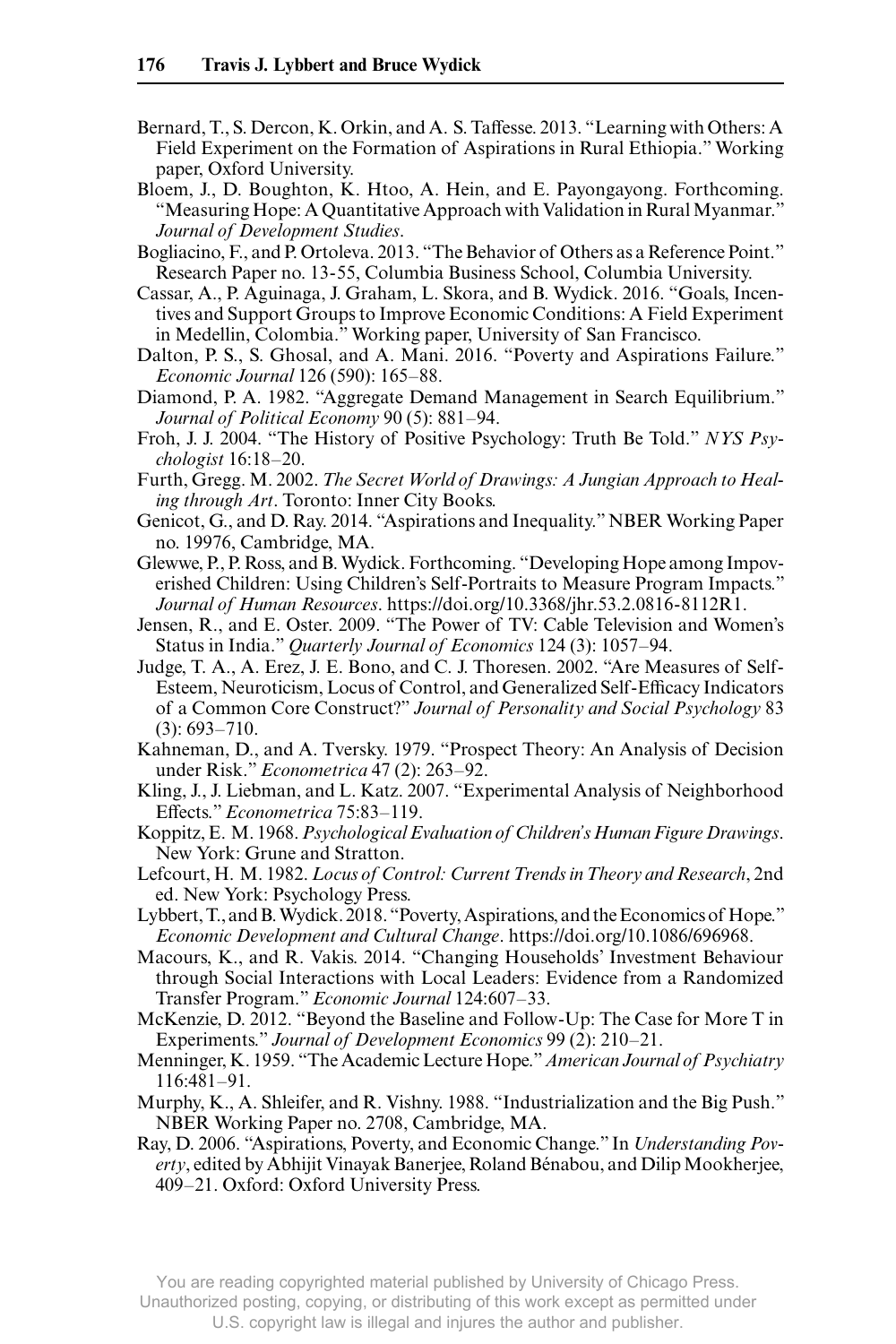Bernard, T., S. Dercon, K. Orkin, and A. S. Taffesse. 2013. "Learning with Others: A Field Experiment on the Formation of Aspirations in Rural Ethiopia." Working paper, Oxford University.

Bloem, J., D. Boughton, K. Htoo, A. Hein, and E. Payongayong. Forthcoming. "Measuring Hope: A Quantitative Approach with Validation in Rural Myanmar." *Journal of Development Studies*.

Bogliacino, F., and P. Ortoleva. 2013. "The Behavior of Others as a Reference Point." Research Paper no. 13-55, Columbia Business School, Columbia University.

Cassar, A., P. Aguinaga, J. Graham, L. Skora, and B. Wydick. 2016. "Goals, Incentives and Support Groups to Improve Economic Conditions: A Field Experiment in Medellin, Colombia." Working paper, University of San Francisco.

Dalton, P. S., S. Ghosal, and A. Mani. 2016. "Poverty and Aspirations Failure." *Economic Journal* 126 (590): 165–88.

Diamond, P. A. 1982. "Aggregate Demand Management in Search Equilibrium." *Journal of Political Economy* 90 (5): 881–94.

Froh, J. J. 2004. "The History of Positive Psychology: Truth Be Told." *NYS Psychologist* 16:18–20.

Furth, Gregg. M. 2002. *The Secret World of Drawings: A Jungian Approach to Healing through Art*. Toronto: Inner City Books.

Genicot, G., and D. Ray. 2014. "Aspirations and Inequality." NBER Working Paper no. 19976, Cambridge, MA.

Glewwe, P., P. Ross, and B. Wydick. Forthcoming. "Developing Hope among Impoverished Children: Using Children's Self-Portraits to Measure Program Impacts." *Journal of Human Resources*. https://doi.org/10.3368/jhr.53.2.0816-8112R1.

Jensen, R., and E. Oster. 2009. "The Power of TV: Cable Television and Women's Status in India." *Quarterly Journal of Economics* 124 (3): 1057–94.

Judge, T. A., A. Erez, J. E. Bono, and C. J. Thoresen. 2002. "Are Measures of Self-Esteem, Neuroticism, Locus of Control, and Generalized Self-Efficacy Indicators of a Common Core Construct?" *Journal of Personality and Social Psychology* 83 (3): 693–710.

Kahneman, D., and A. Tversky. 1979. "Prospect Theory: An Analysis of Decision under Risk." *Econometrica* 47 (2): 263–92.

Kling, J., J. Liebman, and L. Katz. 2007. "Experimental Analysis of Neighborhood Effects." *Econometrica* 75:83–119.

Koppitz, E. M. 1968. *Psychological Evaluation of Children's Human Figure Drawings*. New York: Grune and Stratton.

Lefcourt, H. M. 1982. *Locus of Control: Current Trends in Theory and Research*, 2nd ed. New York: Psychology Press.

Lybbert, T., and B. Wydick. 2018. "Poverty, Aspirations, and the Economics of Hope." *Economic Development and Cultural Change*. https://doi.org/10.1086/696968.

Macours, K., and R. Vakis. 2014. "Changing Households' Investment Behaviour through Social Interactions with Local Leaders: Evidence from a Randomized Transfer Program." *Economic Journal* 124:607–33.

McKenzie, D. 2012. "Beyond the Baseline and Follow-Up: The Case for More T in Experiments." *Journal of Development Economics* 99 (2): 210–21.

Menninger, K. 1959. "The Academic Lecture Hope." *American Journal of Psychiatry* 116:481–91.

Murphy, K., A. Shleifer, and R. Vishny. 1988. "Industrialization and the Big Push." NBER Working Paper no. 2708, Cambridge, MA.

Ray, D. 2006. "Aspirations, Poverty, and Economic Change." In *Understanding Poverty*, edited by Abhijit Vinayak Banerjee, Roland Bénabou, and Dilip Mookherjee, 409–21. Oxford: Oxford University Press.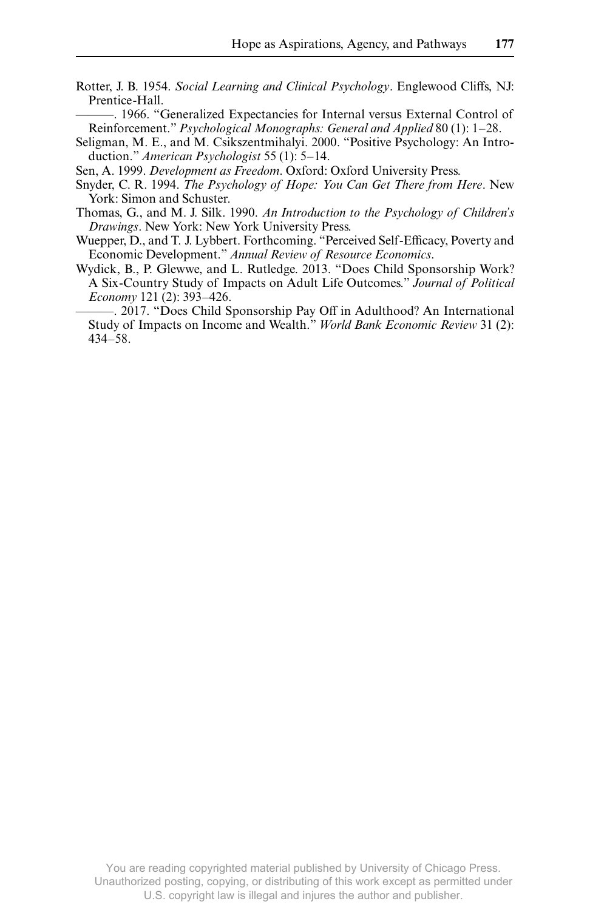Rotter, J. B. 1954. *Social Learning and Clinical Psychology*. Englewood Cliffs, NJ: Prentice-Hall.

———. 1966. "Generalized Expectancies for Internal versus External Control of Reinforcement." *Psychological Monographs: General and Applied* 80 (1): 1–28.

Seligman, M. E., and M. Csikszentmihalyi. 2000. "Positive Psychology: An Introduction." *American Psychologist* 55 (1): 5–14.

Sen, A. 1999. *Development as Freedom*. Oxford: Oxford University Press.

Snyder, C. R. 1994. *The Psychology of Hope: You Can Get There from Here*. New York: Simon and Schuster.

Thomas, G., and M. J. Silk. 1990. *An Introduction to the Psychology of Children's Drawings*. New York: New York University Press.

Wuepper, D., and T. J. Lybbert. Forthcoming. "Perceived Self-Efficacy, Poverty and Economic Development." *Annual Review of Resource Economics*.

Wydick, B., P. Glewwe, and L. Rutledge. 2013. "Does Child Sponsorship Work? A Six-Country Study of Impacts on Adult Life Outcomes." *Journal of Political Economy* 121 (2): 393–426.

———. 2017. "Does Child Sponsorship Pay Off in Adulthood? An International Study of Impacts on Income and Wealth." *World Bank Economic Review* 31 (2): 434–58.